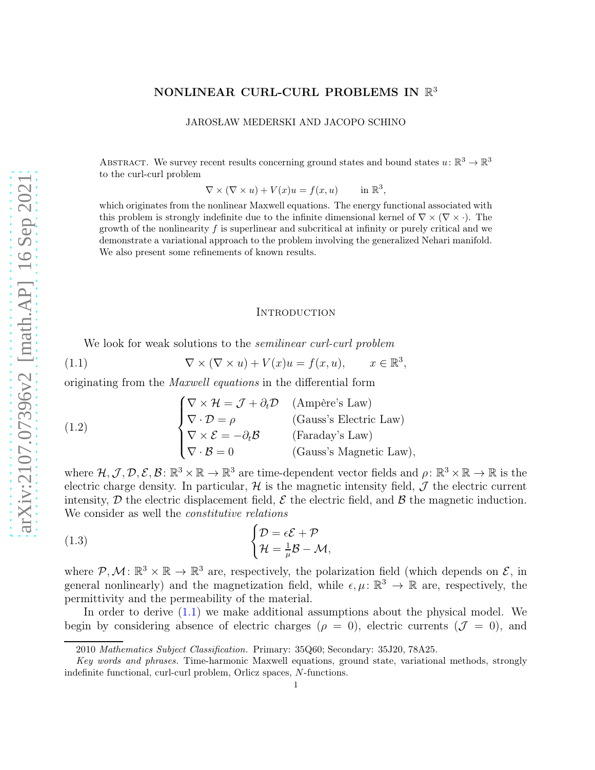# NONLINEAR CURL-CURL PROBLEMS IN $\mathbb{R}^3$

JAROSŁAW MEDERSKI AND JACOPO SCHINO

Abstract. We survey recent results concerning ground states and bound states $u\colon \mathbb{R}^3 \to \mathbb{R}^3$ to the curl-curl problem

$$\nabla \times (\nabla \times u) + V(x)u = f(x,u) \qquad \text{in } \mathbb{R}^3,$$

which originates from the nonlinear Maxwell equations. The energy functional associated with this problem is strongly indefinite due to the infinite dimensional kernel of $\nabla \times (\nabla \times \cdot)$. The growth of the nonlinearity $f$ is superlinear and subcritical at infinity or purely critical and we demonstrate a variational approach to the problem involving the generalized Nehari manifold. We also present some refinements of known results.

## Introduction

We look for weak solutions to the *semilinear curl-curl problem*

$$\nabla \times (\nabla \times u) + V(x)u = f(x,u), \qquad x \in \mathbb{R}^3, \tag{1.1}$$

originating from the *Maxwell equations* in the differential form

$$\begin{cases} \nabla \times \mathcal{H} = \mathcal{J} + \partial_t \mathcal{D} & \text{(Ampère's Law)} \\ \nabla \cdot \mathcal{D} = \rho & \text{(Gauss's Electric Law)} \\ \nabla \times \mathcal{E} = -\partial_t \mathcal{B} & \text{(Faraday's Law)} \\ \nabla \cdot \mathcal{B} = 0 & \text{(Gauss's Magnetic Law)}, \end{cases} \tag{1.2}$$

where $\mathcal{H}, \mathcal{J}, \mathcal{D}, \mathcal{E}, \mathcal{B}\colon \mathbb{R}^3 \times \mathbb{R} \to \mathbb{R}^3$ are time-dependent vector fields and $\rho\colon \mathbb{R}^3 \times \mathbb{R} \to \mathbb{R}$ is the electric charge density. In particular, $\mathcal{H}$ is the magnetic intensity field, $\mathcal{J}$ the electric current intensity, $\mathcal{D}$ the electric displacement field, $\mathcal{E}$ the electric field, and $\mathcal{B}$ the magnetic induction. We consider as well the *constitutive relations*

$$\begin{cases} \mathcal{D} = \epsilon \mathcal{E} + \mathcal{P} \\ \mathcal{H} = \frac{1}{\mu}\mathcal{B} - \mathcal{M}, \end{cases} \tag{1.3}$$

where $\mathcal{P}, \mathcal{M}\colon \mathbb{R}^3 \times \mathbb{R} \to \mathbb{R}^3$ are, respectively, the polarization field (which depends on $\mathcal{E}$, in general nonlinearly) and the magnetization field, while $\epsilon, \mu\colon \mathbb{R}^3 \to \mathbb{R}$ are, respectively, the permittivity and the permeability of the material.

In order to derive (1.1) we make additional assumptions about the physical model. We begin by considering absence of electric charges ($\rho = 0$), electric currents ($\mathcal{J} = 0$), and

2010 *Mathematics Subject Classification.* Primary: 35Q60; Secondary: 35J20, 78A25.

*Key words and phrases.* Time-harmonic Maxwell equations, ground state, variational methods, strongly indefinite functional, curl-curl problem, Orlicz spaces, $N$-functions.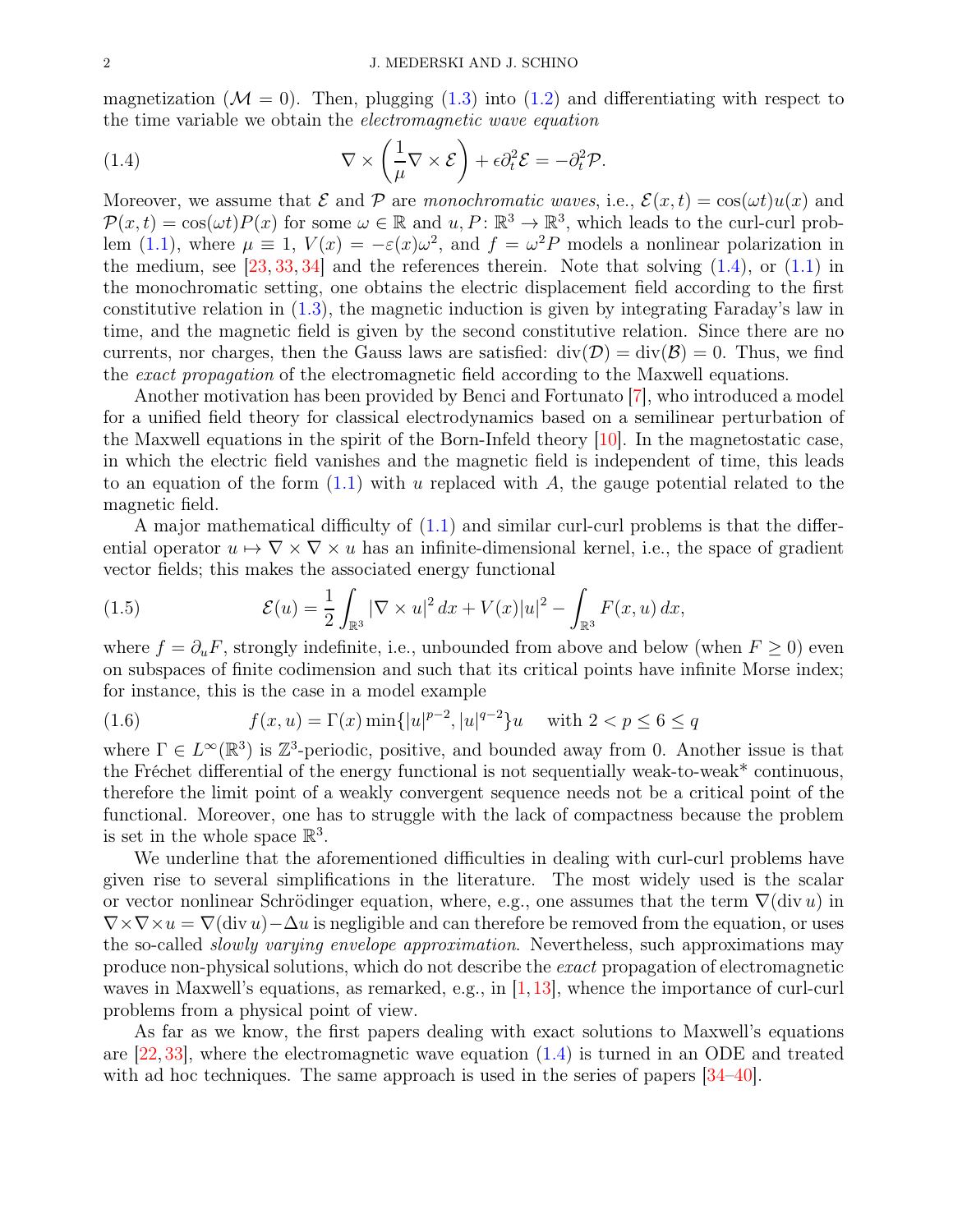magnetization ($\mathcal{M} = 0$). Then, plugging (1.3) into (1.2) and differentiating with respect to the time variable we obtain the *electromagnetic wave equation*

$$\nabla \times \left(\frac{1}{\mu} \nabla \times \mathcal{E}\right) + \epsilon \partial_t^2 \mathcal{E} = -\partial_t^2 \mathcal{P}. \tag{1.4}$$

Moreover, we assume that $\mathcal{E}$ and $\mathcal{P}$ are *monochromatic waves*, i.e., $\mathcal{E}(x,t) = \cos(\omega t) u(x)$ and $\mathcal{P}(x,t) = \cos(\omega t) P(x)$ for some $\omega \in \mathbb{R}$ and $u, P \colon \mathbb{R}^3 \to \mathbb{R}^3$, which leads to the curl-curl problem (1.1), where $\mu \equiv 1$, $V(x) = -\varepsilon(x)\omega^2$, and $f = \omega^2 P$ models a nonlinear polarization in the medium, see [23, 33, 34] and the references therein. Note that solving (1.4), or (1.1) in the monochromatic setting, one obtains the electric displacement field according to the first constitutive relation in (1.3), the magnetic induction is given by integrating Faraday's law in time, and the magnetic field is given by the second constitutive relation. Since there are no currents, nor charges, then the Gauss laws are satisfied: $\operatorname{div}(\mathcal{D}) = \operatorname{div}(\mathcal{B}) = 0$. Thus, we find the *exact propagation* of the electromagnetic field according to the Maxwell equations.

Another motivation has been provided by Benci and Fortunato [7], who introduced a model for a unified field theory for classical electrodynamics based on a semilinear perturbation of the Maxwell equations in the spirit of the Born-Infeld theory [10]. In the magnetostatic case, in which the electric field vanishes and the magnetic field is independent of time, this leads to an equation of the form (1.1) with $u$ replaced with $A$, the gauge potential related to the magnetic field.

A major mathematical difficulty of (1.1) and similar curl-curl problems is that the differential operator $u \mapsto \nabla \times \nabla \times u$ has an infinite-dimensional kernel, i.e., the space of gradient vector fields; this makes the associated energy functional

$$\mathcal{E}(u) = \frac{1}{2} \int_{\mathbb{R}^3} |\nabla \times u|^2 \, dx + V(x)|u|^2 - \int_{\mathbb{R}^3} F(x,u) \, dx, \tag{1.5}$$

where $f = \partial_u F$, strongly indefinite, i.e., unbounded from above and below (when $F \geq 0$) even on subspaces of finite codimension and such that its critical points have infinite Morse index; for instance, this is the case in a model example

$$f(x,u) = \Gamma(x) \min\{|u|^{p-2}, |u|^{q-2}\} u \quad \text{ with } 2 < p \leq 6 \leq q \tag{1.6}$$

where $\Gamma \in L^\infty(\mathbb{R}^3)$ is $\mathbb{Z}^3$-periodic, positive, and bounded away from 0. Another issue is that the Fréchet differential of the energy functional is not sequentially weak-to-weak* continuous, therefore the limit point of a weakly convergent sequence needs not be a critical point of the functional. Moreover, one has to struggle with the lack of compactness because the problem is set in the whole space $\mathbb{R}^3$.

We underline that the aforementioned difficulties in dealing with curl-curl problems have given rise to several simplifications in the literature. The most widely used is the scalar or vector nonlinear Schrödinger equation, where, e.g., one assumes that the term $\nabla(\operatorname{div} u)$ in $\nabla \times \nabla \times u = \nabla(\operatorname{div} u) - \Delta u$ is negligible and can therefore be removed from the equation, or uses the so-called *slowly varying envelope approximation*. Nevertheless, such approximations may produce non-physical solutions, which do not describe the *exact* propagation of electromagnetic waves in Maxwell's equations, as remarked, e.g., in [1, 13], whence the importance of curl-curl problems from a physical point of view.

As far as we know, the first papers dealing with exact solutions to Maxwell's equations are [22, 33], where the electromagnetic wave equation (1.4) is turned in an ODE and treated with ad hoc techniques. The same approach is used in the series of papers [34–40].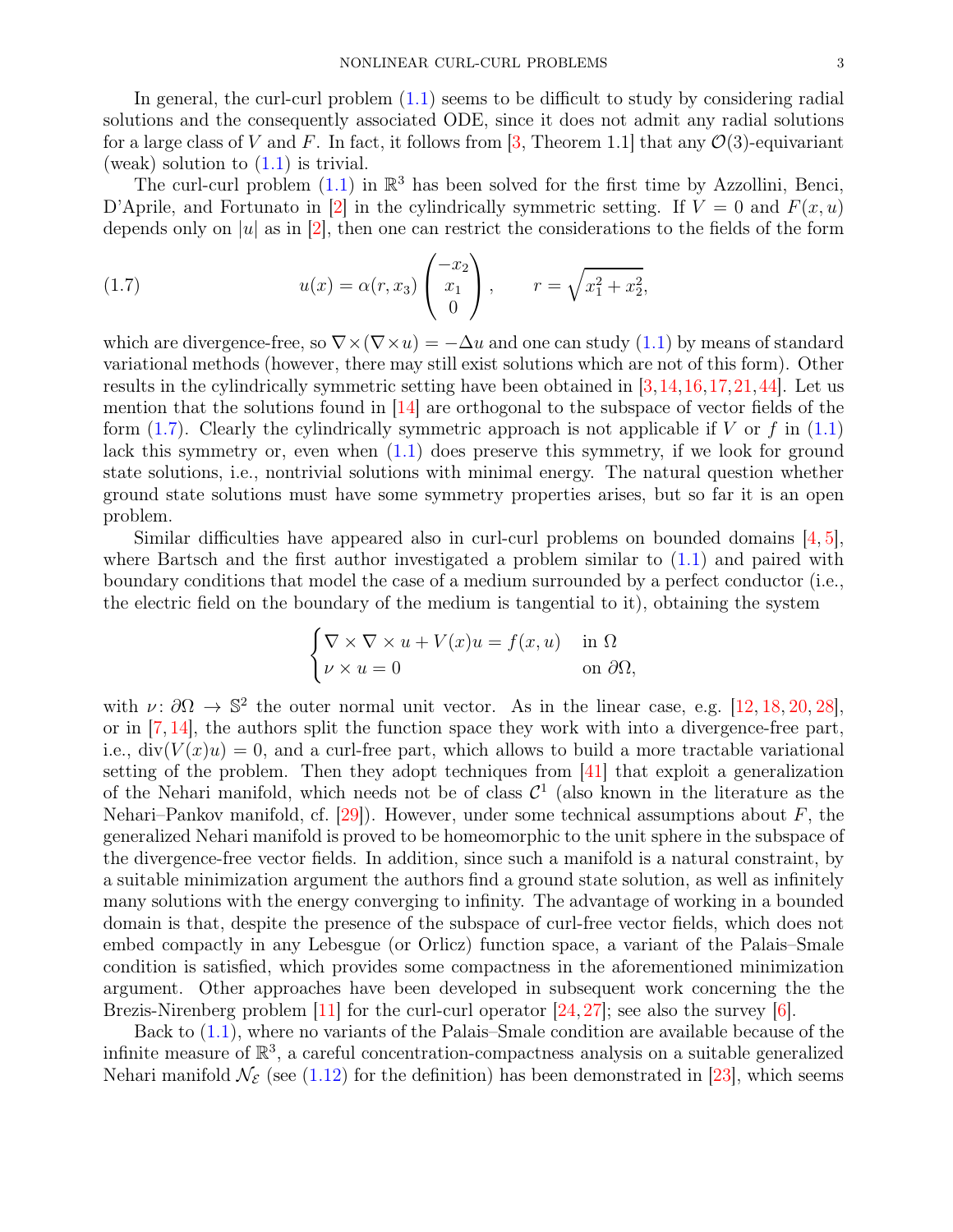In general, the curl-curl problem (1.1) seems to be difficult to study by considering radial solutions and the consequently associated ODE, since it does not admit any radial solutions for a large class of $V$ and $F$. In fact, it follows from [3, Theorem 1.1] that any $\mathcal{O}(3)$-equivariant (weak) solution to (1.1) is trivial.

The curl-curl problem (1.1) in $\mathbb{R}^3$ has been solved for the first time by Azzollini, Benci, D'Aprile, and Fortunato in [2] in the cylindrically symmetric setting. If $V = 0$ and $F(x,u)$ depends only on $|u|$ as in [2], then one can restrict the considerations to the fields of the form

$$u(x) = \alpha(r, x_3) \begin{pmatrix} -x_2 \\ x_1 \\ 0 \end{pmatrix}, \qquad r = \sqrt{x_1^2 + x_2^2}, \tag{1.7}$$

which are divergence-free, so $\nabla\times(\nabla\times u) = -\Delta u$ and one can study (1.1) by means of standard variational methods (however, there may still exist solutions which are not of this form). Other results in the cylindrically symmetric setting have been obtained in [3,14,16,17,21,44]. Let us mention that the solutions found in [14] are orthogonal to the subspace of vector fields of the form (1.7). Clearly the cylindrically symmetric approach is not applicable if $V$ or $f$ in (1.1) lack this symmetry or, even when (1.1) does preserve this symmetry, if we look for ground state solutions, i.e., nontrivial solutions with minimal energy. The natural question whether ground state solutions must have some symmetry properties arises, but so far it is an open problem.

Similar difficulties have appeared also in curl-curl problems on bounded domains [4,5], where Bartsch and the first author investigated a problem similar to (1.1) and paired with boundary conditions that model the case of a medium surrounded by a perfect conductor (i.e., the electric field on the boundary of the medium is tangential to it), obtaining the system

$$\begin{cases} \nabla\times\nabla\times u + V(x)u = f(x,u) & \text{in } \Omega \\ \nu \times u = 0 & \text{on } \partial\Omega, \end{cases}$$

with $\nu\colon \partial\Omega \to \mathbb{S}^2$ the outer normal unit vector. As in the linear case, e.g. [12,18,20,28], or in [7,14], the authors split the function space they work with into a divergence-free part, i.e., $\operatorname{div}(V(x)u) = 0$, and a curl-free part, which allows to build a more tractable variational setting of the problem. Then they adopt techniques from [41] that exploit a generalization of the Nehari manifold, which needs not be of class $\mathcal{C}^1$ (also known in the literature as the Nehari–Pankov manifold, cf. [29]). However, under some technical assumptions about $F$, the generalized Nehari manifold is proved to be homeomorphic to the unit sphere in the subspace of the divergence-free vector fields. In addition, since such a manifold is a natural constraint, by a suitable minimization argument the authors find a ground state solution, as well as infinitely many solutions with the energy converging to infinity. The advantage of working in a bounded domain is that, despite the presence of the subspace of curl-free vector fields, which does not embed compactly in any Lebesgue (or Orlicz) function space, a variant of the Palais–Smale condition is satisfied, which provides some compactness in the aforementioned minimization argument. Other approaches have been developed in subsequent work concerning the the Brezis-Nirenberg problem [11] for the curl-curl operator [24,27]; see also the survey [6].

Back to (1.1), where no variants of the Palais–Smale condition are available because of the infinite measure of $\mathbb{R}^3$, a careful concentration-compactness analysis on a suitable generalized Nehari manifold $\mathcal{N}_{\mathcal{E}}$ (see (1.12) for the definition) has been demonstrated in [23], which seems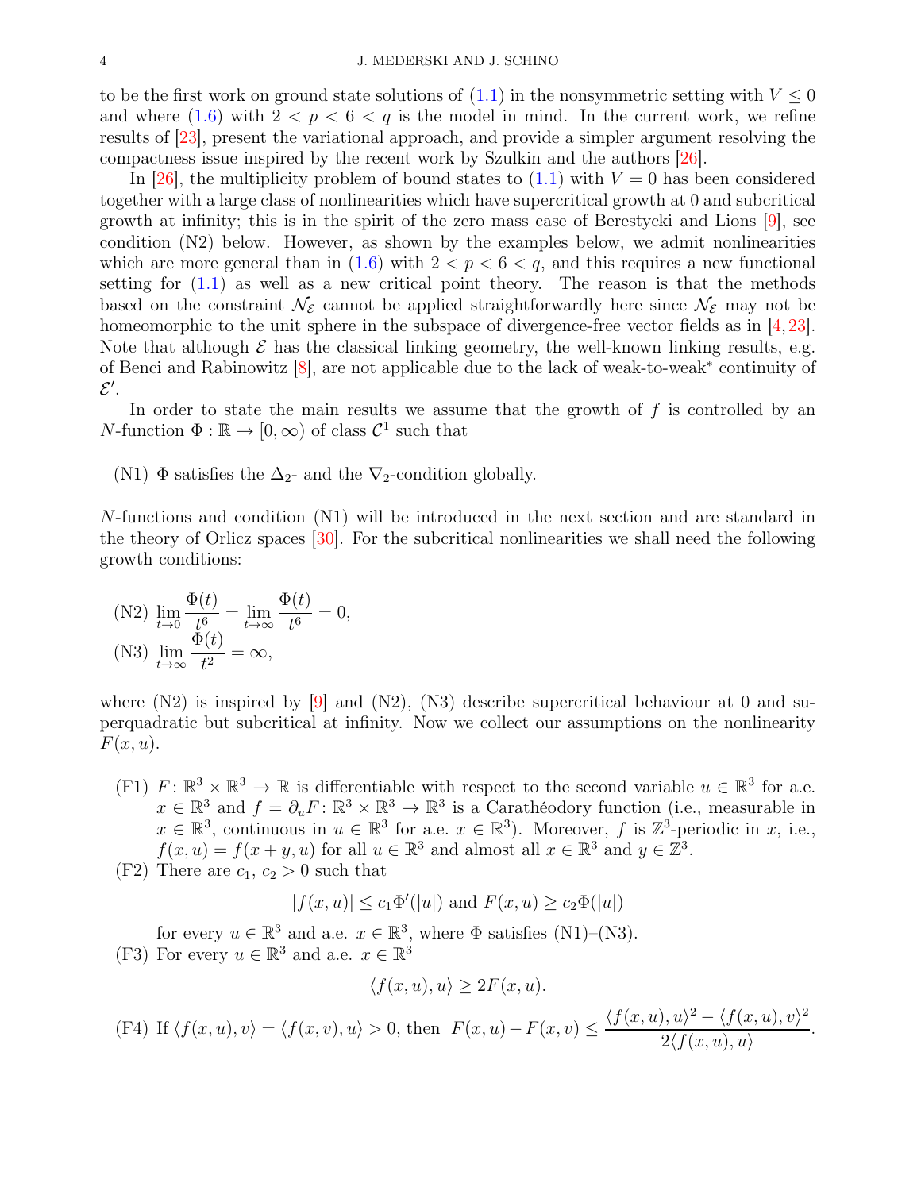to be the first work on ground state solutions of (1.1) in the nonsymmetric setting with $V \le 0$ and where (1.6) with $2 < p < 6 < q$ is the model in mind. In the current work, we refine results of [23], present the variational approach, and provide a simpler argument resolving the compactness issue inspired by the recent work by Szulkin and the authors [26].

In [26], the multiplicity problem of bound states to (1.1) with $V = 0$ has been considered together with a large class of nonlinearities which have supercritical growth at 0 and subcritical growth at infinity; this is in the spirit of the zero mass case of Berestycki and Lions [9], see condition (N2) below. However, as shown by the examples below, we admit nonlinearities which are more general than in (1.6) with $2 < p < 6 < q$, and this requires a new functional setting for (1.1) as well as a new critical point theory. The reason is that the methods based on the constraint $\mathcal{N}_{\mathcal{E}}$ cannot be applied straightforwardly here since $\mathcal{N}_{\mathcal{E}}$ may not be homeomorphic to the unit sphere in the subspace of divergence-free vector fields as in [4,23]. Note that although $\mathcal{E}$ has the classical linking geometry, the well-known linking results, e.g. of Benci and Rabinowitz [8], are not applicable due to the lack of weak-to-weak* continuity of $\mathcal{E}'$.

In order to state the main results we assume that the growth of $f$ is controlled by an $N$-function $\Phi : \mathbb{R} \to [0, \infty)$ of class $\mathcal{C}^1$ such that

(N1) $\Phi$ satisfies the $\Delta_2$- and the $\nabla_2$-condition globally.

$N$-functions and condition (N1) will be introduced in the next section and are standard in the theory of Orlicz spaces [30]. For the subcritical nonlinearities we shall need the following growth conditions:

(N2) $\displaystyle\lim_{t\to 0} \frac{\Phi(t)}{t^6} = \lim_{t\to\infty} \frac{\Phi(t)}{t^6} = 0,$

(N3) $\displaystyle\lim_{t\to\infty} \frac{\Phi(t)}{t^2} = \infty,$

where (N2) is inspired by [9] and (N2), (N3) describe supercritical behaviour at 0 and superquadratic but subcritical at infinity. Now we collect our assumptions on the nonlinearity $F(x, u)$.

(F1) $F\colon \mathbb{R}^3 \times \mathbb{R}^3 \to \mathbb{R}$ is differentiable with respect to the second variable $u \in \mathbb{R}^3$ for a.e. $x \in \mathbb{R}^3$ and $f = \partial_u F\colon \mathbb{R}^3 \times \mathbb{R}^3 \to \mathbb{R}^3$ is a Carathéodory function (i.e., measurable in $x \in \mathbb{R}^3$, continuous in $u \in \mathbb{R}^3$ for a.e. $x \in \mathbb{R}^3$). Moreover, $f$ is $\mathbb{Z}^3$-periodic in $x$, i.e., $f(x, u) = f(x + y, u)$ for all $u \in \mathbb{R}^3$ and almost all $x \in \mathbb{R}^3$ and $y \in \mathbb{Z}^3$.

(F2) There are $c_1$, $c_2 > 0$ such that
$$|f(x, u)| \le c_1 \Phi'(|u|) \text{ and } F(x, u) \ge c_2 \Phi(|u|)$$
for every $u \in \mathbb{R}^3$ and a.e. $x \in \mathbb{R}^3$, where $\Phi$ satisfies (N1)–(N3).

(F3) For every $u \in \mathbb{R}^3$ and a.e. $x \in \mathbb{R}^3$
$$\langle f(x, u), u\rangle \ge 2F(x, u).$$

(F4) If $\langle f(x, u), v\rangle = \langle f(x, v), u\rangle > 0$, then $\displaystyle F(x, u) - F(x, v) \le \frac{\langle f(x, u), u\rangle^2 - \langle f(x, u), v\rangle^2}{2\langle f(x, u), u\rangle}.$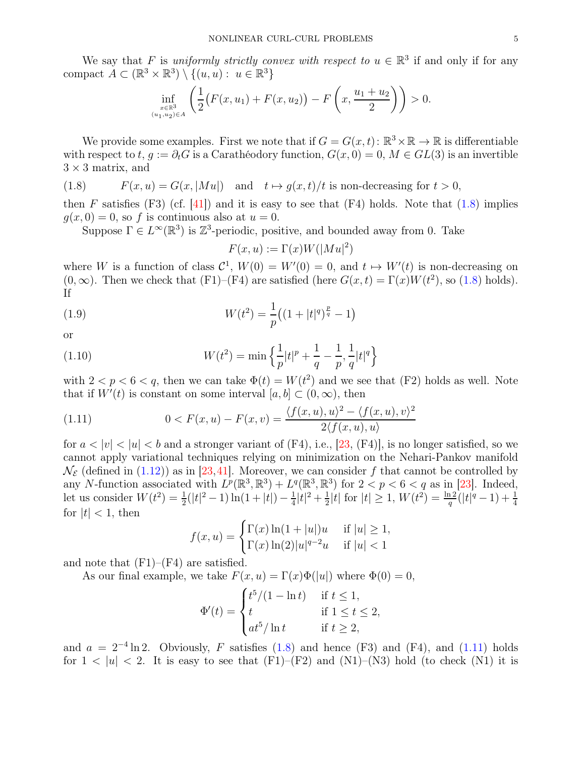We say that $F$ is *uniformly strictly convex with respect to* $u \in \mathbb{R}^3$ if and only if for any compact $A \subset (\mathbb{R}^3 \times \mathbb{R}^3) \setminus \{(u,u) : u \in \mathbb{R}^3\}$

$$\inf_{\substack{x\in\mathbb{R}^3\\(u_1,u_2)\in A}} \left(\frac{1}{2}\big(F(x,u_1)+F(x,u_2)\big) - F\left(x, \frac{u_1+u_2}{2}\right)\right) > 0.$$

We provide some examples. First we note that if $G = G(x,t)\colon \mathbb{R}^3 \times \mathbb{R} \to \mathbb{R}$ is differentiable with respect to $t$, $g := \partial_t G$ is a Carathéodory function, $G(x,0) = 0$, $M \in GL(3)$ is an invertible $3\times 3$ matrix, and

$$F(x,u) = G(x,|Mu|) \quad \text{and} \quad t \mapsto g(x,t)/t \text{ is non-decreasing for } t > 0, \tag{1.8}$$

then $F$ satisfies (F3) (cf. [41]) and it is easy to see that (F4) holds. Note that (1.8) implies $g(x,0) = 0$, so $f$ is continuous also at $u = 0$.

Suppose $\Gamma \in L^\infty(\mathbb{R}^3)$ is $\mathbb{Z}^3$-periodic, positive, and bounded away from 0. Take

$$F(x,u) := \Gamma(x)W(|Mu|^2)$$

where $W$ is a function of class $\mathcal{C}^1$, $W(0) = W'(0) = 0$, and $t \mapsto W'(t)$ is non-decreasing on $(0,\infty)$. Then we check that (F1)–(F4) are satisfied (here $G(x,t) = \Gamma(x)W(t^2)$, so (1.8) holds). If

$$W(t^2) = \frac{1}{p}\big((1+|t|^q)^{\frac{p}{q}} - 1\big) \tag{1.9}$$

or

$$W(t^2) = \min\Big\{\frac{1}{p}|t|^p + \frac{1}{q} - \frac{1}{p}, \frac{1}{q}|t|^q\Big\} \tag{1.10}$$

with $2 < p < 6 < q$, then we can take $\Phi(t) = W(t^2)$ and we see that (F2) holds as well. Note that if $W'(t)$ is constant on some interval $[a,b] \subset (0,\infty)$, then

$$0 < F(x,u) - F(x,v) = \frac{\langle f(x,u),u\rangle^2 - \langle f(x,u),v\rangle^2}{2\langle f(x,u),u\rangle} \tag{1.11}$$

for $a < |v| < |u| < b$ and a stronger variant of (F4), i.e., [23, (F4)], is no longer satisfied, so we cannot apply variational techniques relying on minimization on the Nehari-Pankov manifold $\mathcal{N}_\mathcal{E}$ (defined in (1.12)) as in [23,41]. Moreover, we can consider $f$ that cannot be controlled by any $N$-function associated with $L^p(\mathbb{R}^3,\mathbb{R}^3) + L^q(\mathbb{R}^3,\mathbb{R}^3)$ for $2 < p < 6 < q$ as in [23]. Indeed, let us consider $W(t^2) = \frac{1}{2}(|t|^2 - 1)\ln(1+|t|) - \frac{1}{4}|t|^2 + \frac{1}{2}|t|$ for $|t| \geq 1$, $W(t^2) = \frac{\ln 2}{q}(|t|^q - 1) + \frac{1}{4}$ for $|t| < 1$, then

$$f(x,u) = \begin{cases} \Gamma(x)\ln(1+|u|)u & \text{if } |u| \geq 1,\\ \Gamma(x)\ln(2)|u|^{q-2}u & \text{if } |u| < 1\end{cases}$$

and note that (F1)–(F4) are satisfied.

As our final example, we take $F(x,u) = \Gamma(x)\Phi(|u|)$ where $\Phi(0) = 0$,

$$\Phi'(t) = \begin{cases} t^5/(1-\ln t) & \text{if } t \leq 1,\\ t & \text{if } 1 \leq t \leq 2,\\ at^5/\ln t & \text{if } t \geq 2,\end{cases}$$

and $a = 2^{-4}\ln 2$. Obviously, $F$ satisfies (1.8) and hence (F3) and (F4), and (1.11) holds for $1 < |u| < 2$. It is easy to see that (F1)–(F2) and (N1)–(N3) hold (to check (N1) it is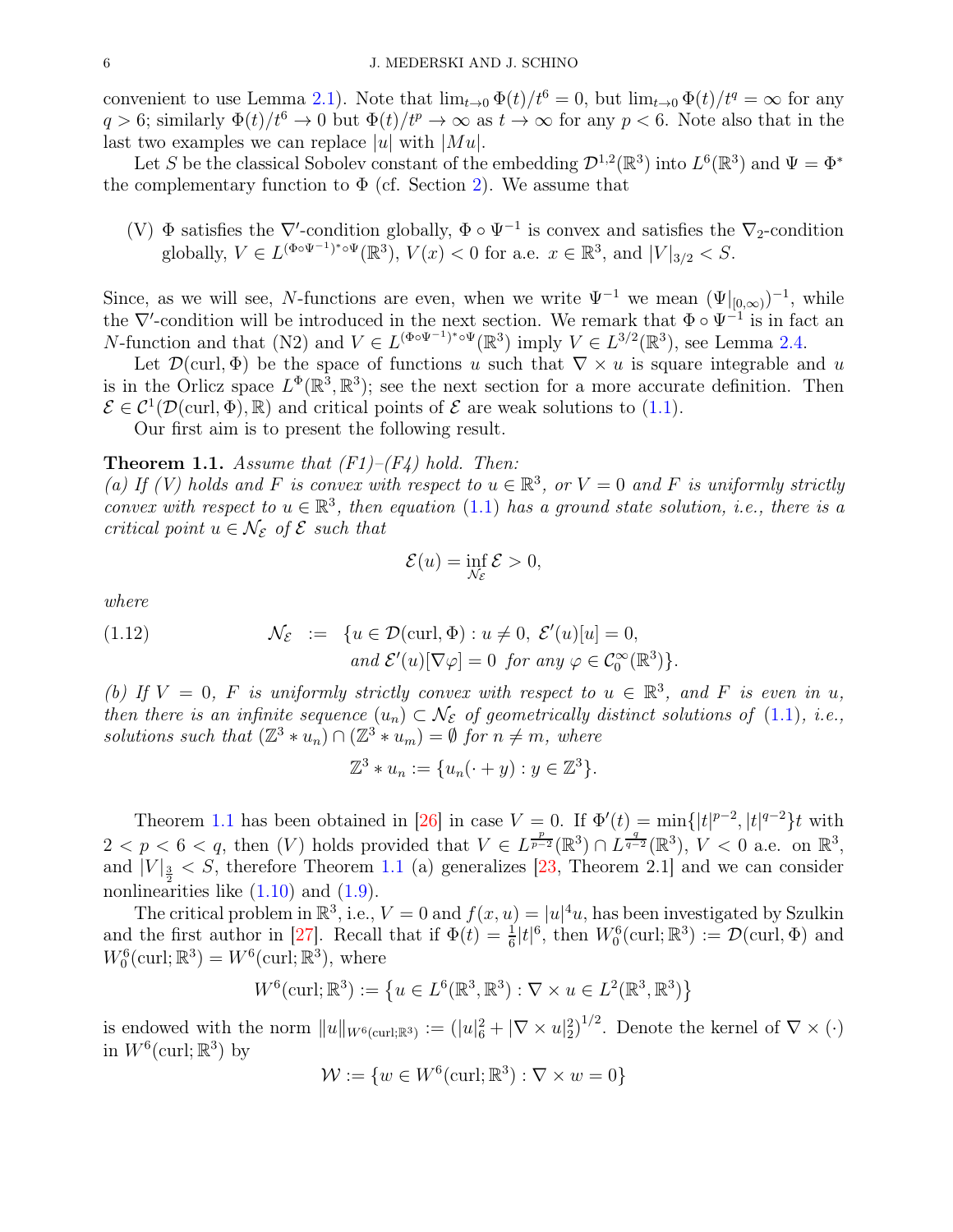convenient to use Lemma 2.1). Note that $\lim_{t\to 0}\Phi(t)/t^6 = 0$, but $\lim_{t\to 0}\Phi(t)/t^q = \infty$ for any $q > 6$; similarly $\Phi(t)/t^6 \to 0$ but $\Phi(t)/t^p \to \infty$ as $t \to \infty$ for any $p < 6$. Note also that in the last two examples we can replace $|u|$ with $|Mu|$.

Let $S$ be the classical Sobolev constant of the embedding $\mathcal{D}^{1,2}(\mathbb{R}^3)$ into $L^6(\mathbb{R}^3)$ and $\Psi = \Phi^*$ the complementary function to $\Phi$ (cf. Section 2). We assume that

(V) $\Phi$ satisfies the $\nabla'$-condition globally, $\Phi \circ \Psi^{-1}$ is convex and satisfies the $\nabla_2$-condition globally, $V \in L^{(\Phi\circ\Psi^{-1})^*\circ\Psi}(\mathbb{R}^3)$, $V(x) < 0$ for a.e. $x \in \mathbb{R}^3$, and $|V|_{3/2} < S$.

Since, as we will see, $N$-functions are even, when we write $\Psi^{-1}$ we mean $(\Psi|_{[0,\infty)})^{-1}$, while the $\nabla'$-condition will be introduced in the next section. We remark that $\Phi \circ \Psi^{-1}$ is in fact an $N$-function and that (N2) and $V \in L^{(\Phi\circ\Psi^{-1})^*\circ\Psi}(\mathbb{R}^3)$ imply $V \in L^{3/2}(\mathbb{R}^3)$, see Lemma 2.4.

Let $\mathcal{D}(\mathrm{curl}, \Phi)$ be the space of functions $u$ such that $\nabla \times u$ is square integrable and $u$ is in the Orlicz space $L^\Phi(\mathbb{R}^3, \mathbb{R}^3)$; see the next section for a more accurate definition. Then $\mathcal{E} \in \mathcal{C}^1(\mathcal{D}(\mathrm{curl}, \Phi), \mathbb{R})$ and critical points of $\mathcal{E}$ are weak solutions to (1.1).

Our first aim is to present the following result.

**Theorem 1.1.** *Assume that (F1)–(F4) hold. Then:*
*(a) If (V) holds and $F$ is convex with respect to $u \in \mathbb{R}^3$, or $V = 0$ and $F$ is uniformly strictly convex with respect to $u \in \mathbb{R}^3$, then equation (1.1) has a ground state solution, i.e., there is a critical point $u \in \mathcal{N}_\mathcal{E}$ of $\mathcal{E}$ such that*

$$\mathcal{E}(u) = \inf_{\mathcal{N}_\mathcal{E}} \mathcal{E} > 0,$$

*where*

$$\begin{aligned} \mathcal{N}_\mathcal{E} \;:=\; &\{u \in \mathcal{D}(\mathrm{curl}, \Phi) : u \neq 0,\ \mathcal{E}'(u)[u] = 0, \\ &\text{and } \mathcal{E}'(u)[\nabla\varphi] = 0 \text{ for any } \varphi \in \mathcal{C}_0^\infty(\mathbb{R}^3)\}. \end{aligned} \tag{1.12}$$

*(b) If $V = 0$, $F$ is uniformly strictly convex with respect to $u \in \mathbb{R}^3$, and $F$ is even in $u$, then there is an infinite sequence $(u_n) \subset \mathcal{N}_\mathcal{E}$ of geometrically distinct solutions of (1.1), i.e., solutions such that $(\mathbb{Z}^3 * u_n) \cap (\mathbb{Z}^3 * u_m) = \emptyset$ for $n \neq m$, where*

$$\mathbb{Z}^3 * u_n := \{u_n(\cdot + y) : y \in \mathbb{Z}^3\}.$$

Theorem 1.1 has been obtained in [26] in case $V = 0$. If $\Phi'(t) = \min\{|t|^{p-2}, |t|^{q-2}\}t$ with $2 < p < 6 < q$, then $(V)$ holds provided that $V \in L^{\frac{p}{p-2}}(\mathbb{R}^3) \cap L^{\frac{q}{q-2}}(\mathbb{R}^3)$, $V < 0$ a.e. on $\mathbb{R}^3$, and $|V|_{\frac{3}{2}} < S$, therefore Theorem 1.1 (a) generalizes [23, Theorem 2.1] and we can consider nonlinearities like (1.10) and (1.9).

The critical problem in $\mathbb{R}^3$, i.e., $V = 0$ and $f(x, u) = |u|^4 u$, has been investigated by Szulkin and the first author in [27]. Recall that if $\Phi(t) = \frac{1}{6}|t|^6$, then $W_0^6(\mathrm{curl}; \mathbb{R}^3) := \mathcal{D}(\mathrm{curl}, \Phi)$ and $W_0^6(\mathrm{curl}; \mathbb{R}^3) = W^6(\mathrm{curl}; \mathbb{R}^3)$, where

$$W^6(\mathrm{curl}; \mathbb{R}^3) := \left\{u \in L^6(\mathbb{R}^3, \mathbb{R}^3) : \nabla \times u \in L^2(\mathbb{R}^3, \mathbb{R}^3)\right\}$$

is endowed with the norm $\|u\|_{W^6(\mathrm{curl};\mathbb{R}^3)} := \left(|u|_6^2 + |\nabla \times u|_2^2\right)^{1/2}$. Denote the kernel of $\nabla \times (\cdot)$ in $W^6(\mathrm{curl}; \mathbb{R}^3)$ by

$$\mathcal{W} := \{w \in W^6(\mathrm{curl}; \mathbb{R}^3) : \nabla \times w = 0\}$$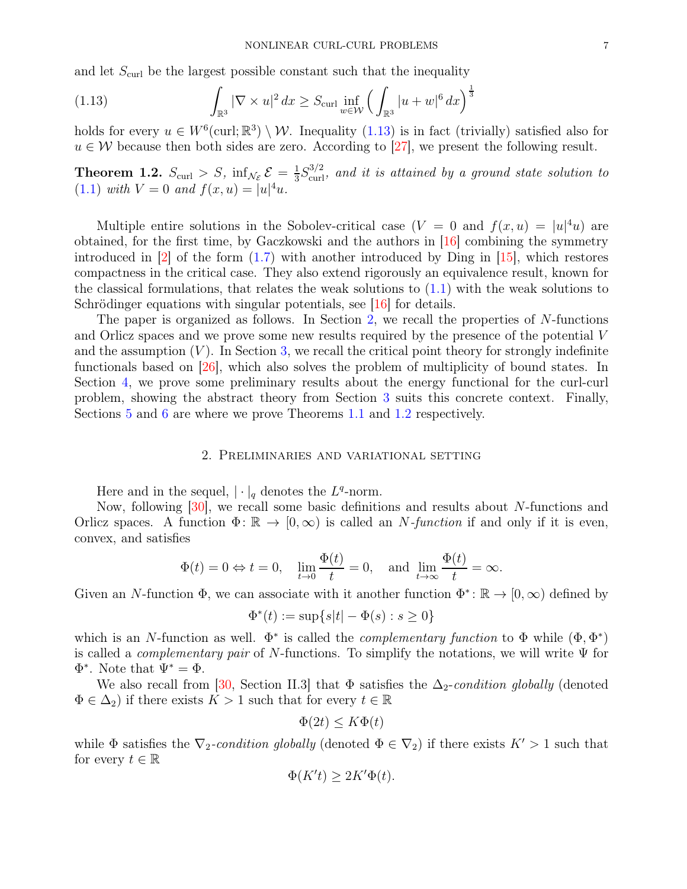and let $S_{\mathrm{curl}}$ be the largest possible constant such that the inequality

$$\int_{\mathbb{R}^3} |\nabla \times u|^2\,dx \geq S_{\mathrm{curl}} \inf_{w\in\mathcal{W}} \Big(\int_{\mathbb{R}^3} |u+w|^6\,dx\Big)^{\frac{1}{3}} \tag{1.13}$$

holds for every $u \in W^6(\mathrm{curl};\mathbb{R}^3)\setminus\mathcal{W}$. Inequality (1.13) is in fact (trivially) satisfied also for $u\in\mathcal{W}$ because then both sides are zero. According to [27], we present the following result.

**Theorem 1.2.** *$S_{\mathrm{curl}} > S$, $\inf_{\mathcal{N}_\mathcal{E}} \mathcal{E} = \frac{1}{3}S_{\mathrm{curl}}^{3/2}$, and it is attained by a ground state solution to (1.1) with $V=0$ and $f(x,u)=|u|^4u$.*

Multiple entire solutions in the Sobolev-critical case ($V=0$ and $f(x,u)=|u|^4u$) are obtained, for the first time, by Gaczkowski and the authors in [16] combining the symmetry introduced in [2] of the form (1.7) with another introduced by Ding in [15], which restores compactness in the critical case. They also extend rigorously an equivalence result, known for the classical formulations, that relates the weak solutions to (1.1) with the weak solutions to Schrödinger equations with singular potentials, see [16] for details.

The paper is organized as follows. In Section 2, we recall the properties of $N$-functions and Orlicz spaces and we prove some new results required by the presence of the potential $V$ and the assumption $(V)$. In Section 3, we recall the critical point theory for strongly indefinite functionals based on [26], which also solves the problem of multiplicity of bound states. In Section 4, we prove some preliminary results about the energy functional for the curl-curl problem, showing the abstract theory from Section 3 suits this concrete context. Finally, Sections 5 and 6 are where we prove Theorems 1.1 and 1.2 respectively.

## 2. Preliminaries and variational setting

Here and in the sequel, $|\cdot|_q$ denotes the $L^q$-norm.

Now, following [30], we recall some basic definitions and results about $N$-functions and Orlicz spaces. A function $\Phi\colon\mathbb{R}\to[0,\infty)$ is called an *$N$-function* if and only if it is even, convex, and satisfies

$$\Phi(t)=0 \Leftrightarrow t=0, \quad \lim_{t\to 0}\frac{\Phi(t)}{t}=0, \quad \text{and } \lim_{t\to\infty}\frac{\Phi(t)}{t}=\infty.$$

Given an $N$-function $\Phi$, we can associate with it another function $\Phi^*\colon\mathbb{R}\to[0,\infty)$ defined by

$$\Phi^*(t) := \sup\{s|t| - \Phi(s) : s\geq 0\}$$

which is an $N$-function as well. $\Phi^*$ is called the *complementary function* to $\Phi$ while $(\Phi,\Phi^*)$ is called a *complementary pair* of $N$-functions. To simplify the notations, we will write $\Psi$ for $\Phi^*$. Note that $\Psi^*=\Phi$.

We also recall from [30, Section II.3] that $\Phi$ satisfies the *$\Delta_2$-condition globally* (denoted $\Phi\in\Delta_2$) if there exists $K>1$ such that for every $t\in\mathbb{R}$

$$\Phi(2t)\leq K\Phi(t)$$

while $\Phi$ satisfies the *$\nabla_2$-condition globally* (denoted $\Phi\in\nabla_2$) if there exists $K'>1$ such that for every $t\in\mathbb{R}$

$$\Phi(K't)\geq 2K'\Phi(t).$$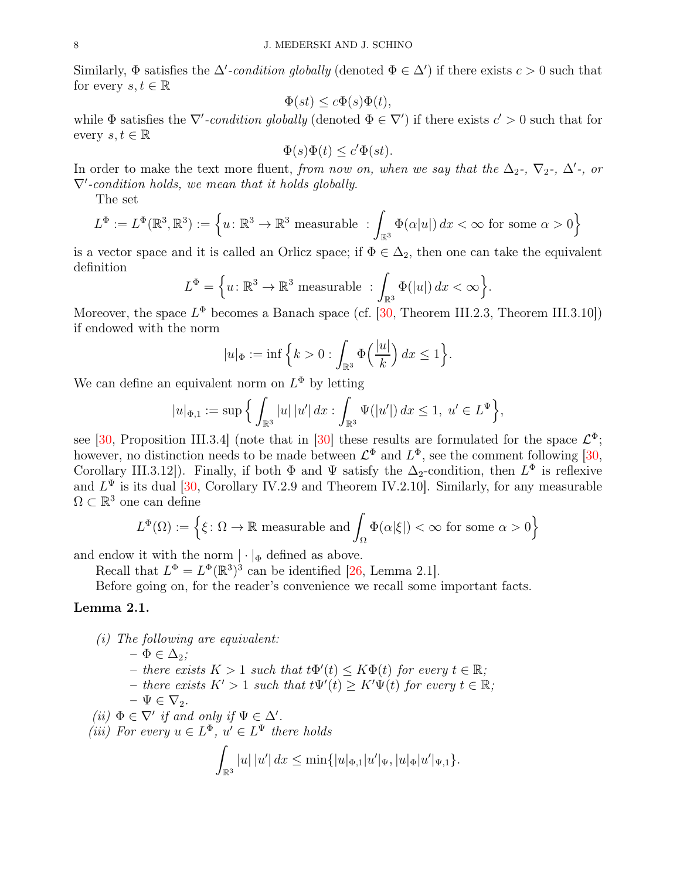Similarly, $\Phi$ satisfies the *$\Delta'$-condition globally* (denoted $\Phi \in \Delta'$) if there exists $c > 0$ such that for every $s, t \in \mathbb{R}$

$$\Phi(st) \le c\Phi(s)\Phi(t),$$

while $\Phi$ satisfies the *$\nabla'$-condition globally* (denoted $\Phi \in \nabla'$) if there exists $c' > 0$ such that for every $s, t \in \mathbb{R}$

$$\Phi(s)\Phi(t) \le c'\Phi(st).$$

In order to make the text more fluent, *from now on, when we say that the $\Delta_2$-, $\nabla_2$-, $\Delta'$-, or $\nabla'$-condition holds, we mean that it holds globally.*

The set

$$L^\Phi := L^\Phi(\mathbb{R}^3, \mathbb{R}^3) := \Big\{ u \colon \mathbb{R}^3 \to \mathbb{R}^3 \text{ measurable } : \int_{\mathbb{R}^3} \Phi(\alpha|u|)\,dx < \infty \text{ for some } \alpha > 0 \Big\}$$

is a vector space and it is called an Orlicz space; if $\Phi \in \Delta_2$, then one can take the equivalent definition

$$L^\Phi = \Big\{ u \colon \mathbb{R}^3 \to \mathbb{R}^3 \text{ measurable } : \int_{\mathbb{R}^3} \Phi(|u|)\,dx < \infty \Big\}.$$

Moreover, the space $L^\Phi$ becomes a Banach space (cf. [30, Theorem III.2.3, Theorem III.3.10]) if endowed with the norm

$$|u|_\Phi := \inf\Big\{ k > 0 : \int_{\mathbb{R}^3} \Phi\Big(\frac{|u|}{k}\Big)\,dx \le 1 \Big\}.$$

We can define an equivalent norm on $L^\Phi$ by letting

$$|u|_{\Phi,1} := \sup\Big\{ \int_{\mathbb{R}^3} |u|\,|u'|\,dx : \int_{\mathbb{R}^3} \Psi(|u'|)\,dx \le 1,\ u' \in L^\Psi \Big\},$$

see [30, Proposition III.3.4] (note that in [30] these results are formulated for the space $\mathcal{L}^\Phi$; however, no distinction needs to be made between $\mathcal{L}^\Phi$ and $L^\Phi$, see the comment following [30, Corollary III.3.12]). Finally, if both $\Phi$ and $\Psi$ satisfy the $\Delta_2$-condition, then $L^\Phi$ is reflexive and $L^\Psi$ is its dual [30, Corollary IV.2.9 and Theorem IV.2.10]. Similarly, for any measurable $\Omega \subset \mathbb{R}^3$ one can define

$$L^\Phi(\Omega) := \Big\{ \xi \colon \Omega \to \mathbb{R} \text{ measurable and } \int_\Omega \Phi(\alpha|\xi|) < \infty \text{ for some } \alpha > 0 \Big\}$$

and endow it with the norm $|\cdot|_\Phi$ defined as above.

Recall that $L^\Phi = L^\Phi(\mathbb{R}^3)^3$ can be identified [26, Lemma 2.1].

Before going on, for the reader's convenience we recall some important facts.

**Lemma 2.1.**

*(i) The following are equivalent:*
- *$\Phi \in \Delta_2$;*
- *there exists $K > 1$ such that $t\Phi'(t) \le K\Phi(t)$ for every $t \in \mathbb{R}$;*
- *there exists $K' > 1$ such that $t\Psi'(t) \ge K'\Psi(t)$ for every $t \in \mathbb{R}$;*
- *$\Psi \in \nabla_2$.*

*(ii) $\Phi \in \nabla'$ if and only if $\Psi \in \Delta'$.*

*(iii) For every $u \in L^\Phi$, $u' \in L^\Psi$ there holds*

$$\int_{\mathbb{R}^3} |u|\,|u'|\,dx \le \min\{ |u|_{\Phi,1}|u'|_\Psi, |u|_\Phi|u'|_{\Psi,1} \}.$$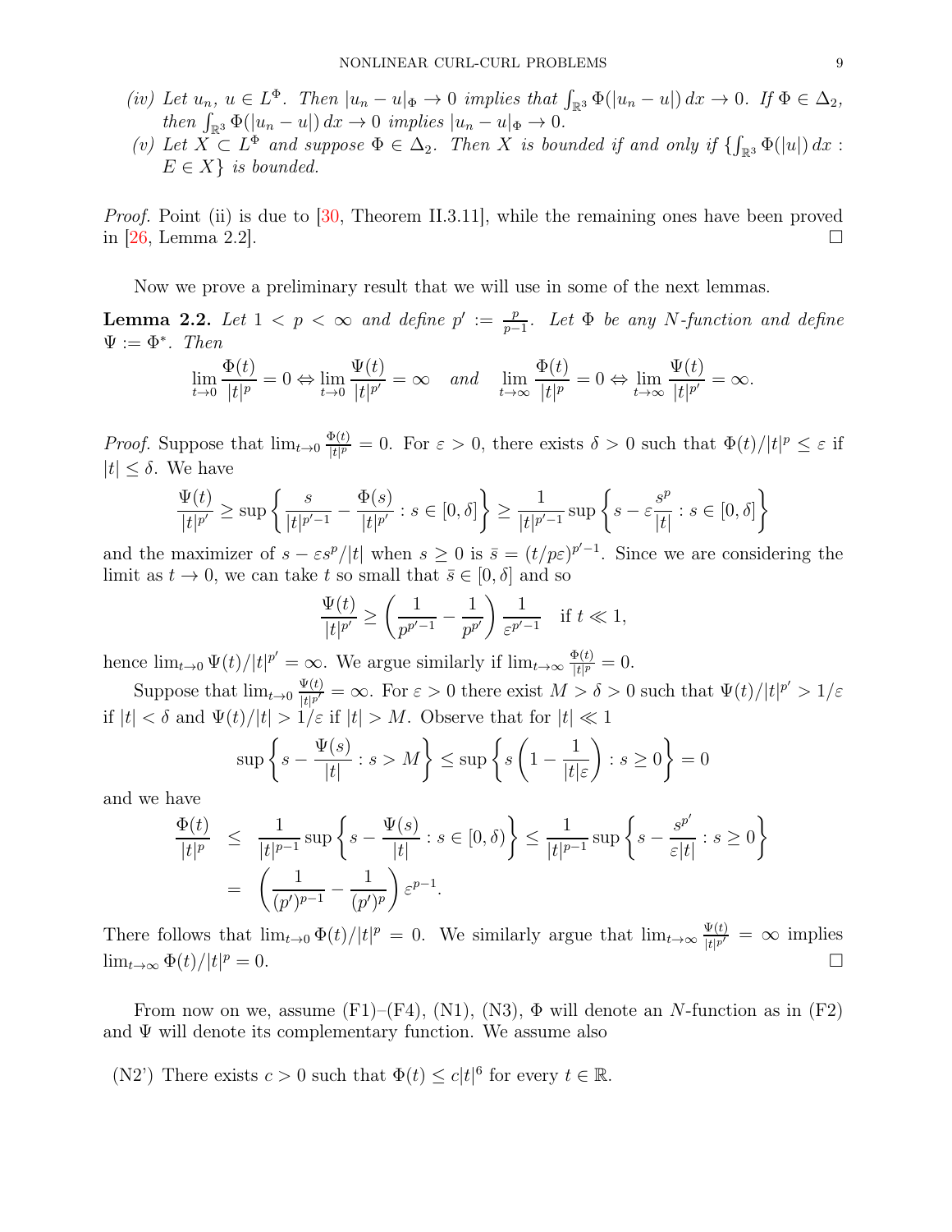*(iv)* Let $u_n$, $u \in L^\Phi$. Then $|u_n - u|_\Phi \to 0$ implies that $\int_{\mathbb{R}^3} \Phi(|u_n - u|)\,dx \to 0$. If $\Phi \in \Delta_2$, then $\int_{\mathbb{R}^3} \Phi(|u_n - u|)\,dx \to 0$ implies $|u_n - u|_\Phi \to 0$.

*(v)* Let $X \subset L^\Phi$ and suppose $\Phi \in \Delta_2$. Then $X$ is bounded if and only if $\{\int_{\mathbb{R}^3} \Phi(|u|)\,dx : E \in X\}$ is bounded.

*Proof.* Point (ii) is due to [30, Theorem II.3.11], while the remaining ones have been proved in [26, Lemma 2.2]. $\square$

Now we prove a preliminary result that we will use in some of the next lemmas.

**Lemma 2.2.** *Let $1 < p < \infty$ and define $p' := \frac{p}{p-1}$. Let $\Phi$ be any N-function and define $\Psi := \Phi^*$. Then*

$$\lim_{t\to 0} \frac{\Phi(t)}{|t|^p} = 0 \Leftrightarrow \lim_{t\to 0} \frac{\Psi(t)}{|t|^{p'}} = \infty \quad \text{and} \quad \lim_{t\to \infty} \frac{\Phi(t)}{|t|^p} = 0 \Leftrightarrow \lim_{t\to \infty} \frac{\Psi(t)}{|t|^{p'}} = \infty.$$

*Proof.* Suppose that $\lim_{t\to 0} \frac{\Phi(t)}{|t|^p} = 0$. For $\varepsilon > 0$, there exists $\delta > 0$ such that $\Phi(t)/|t|^p \le \varepsilon$ if $|t| \le \delta$. We have

$$\frac{\Psi(t)}{|t|^{p'}} \ge \sup\left\{ \frac{s}{|t|^{p'-1}} - \frac{\Phi(s)}{|t|^{p'}} : s \in [0,\delta] \right\} \ge \frac{1}{|t|^{p'-1}} \sup\left\{ s - \varepsilon\frac{s^p}{|t|} : s \in [0,\delta] \right\}$$

and the maximizer of $s - \varepsilon s^p/|t|$ when $s \ge 0$ is $\bar{s} = (t/p\varepsilon)^{p'-1}$. Since we are considering the limit as $t \to 0$, we can take $t$ so small that $\bar{s} \in [0,\delta]$ and so

$$\frac{\Psi(t)}{|t|^{p'}} \ge \left( \frac{1}{p^{p'-1}} - \frac{1}{p^{p'}} \right) \frac{1}{\varepsilon^{p'-1}} \quad \text{if } t \ll 1,$$

hence $\lim_{t\to 0} \Psi(t)/|t|^{p'} = \infty$. We argue similarly if $\lim_{t\to\infty} \frac{\Phi(t)}{|t|^p} = 0$.

Suppose that $\lim_{t\to 0} \frac{\Psi(t)}{|t|^{p'}} = \infty$. For $\varepsilon > 0$ there exist $M > \delta > 0$ such that $\Psi(t)/|t|^{p'} > 1/\varepsilon$ if $|t| < \delta$ and $\Psi(t)/|t| > 1/\varepsilon$ if $|t| > M$. Observe that for $|t| \ll 1$

$$\sup\left\{ s - \frac{\Psi(s)}{|t|} : s > M \right\} \le \sup\left\{ s\left(1 - \frac{1}{|t|\varepsilon}\right) : s \ge 0 \right\} = 0$$

and we have

$$\begin{aligned}
\frac{\Phi(t)}{|t|^p} &\le \frac{1}{|t|^{p-1}} \sup\left\{ s - \frac{\Psi(s)}{|t|} : s \in [0,\delta) \right\} \le \frac{1}{|t|^{p-1}} \sup\left\{ s - \frac{s^{p'}}{\varepsilon|t|} : s \ge 0 \right\} \\
&= \left( \frac{1}{(p')^{p-1}} - \frac{1}{(p')^p} \right) \varepsilon^{p-1}.
\end{aligned}$$

There follows that $\lim_{t\to 0} \Phi(t)/|t|^p = 0$. We similarly argue that $\lim_{t\to\infty} \frac{\Psi(t)}{|t|^{p'}} = \infty$ implies $\lim_{t\to\infty} \Phi(t)/|t|^p = 0$. $\square$

From now on we, assume (F1)–(F4), (N1), (N3), $\Phi$ will denote an $N$-function as in (F2) and $\Psi$ will denote its complementary function. We assume also

(N2') There exists $c > 0$ such that $\Phi(t) \le c|t|^6$ for every $t \in \mathbb{R}$.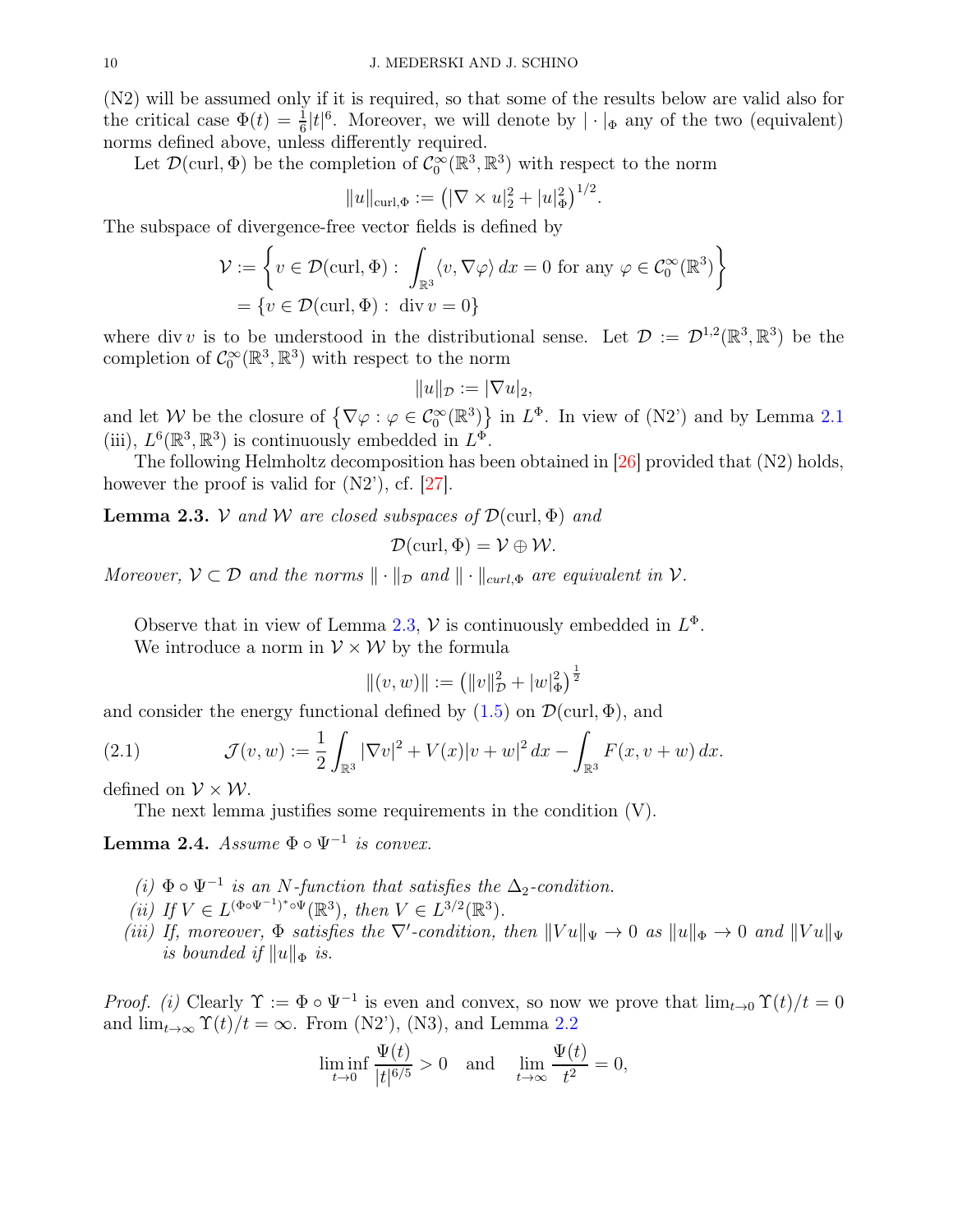(N2) will be assumed only if it is required, so that some of the results below are valid also for the critical case $\Phi(t) = \frac{1}{6}|t|^6$. Moreover, we will denote by $|\cdot|_\Phi$ any of the two (equivalent) norms defined above, unless differently required.

Let $\mathcal{D}(\mathrm{curl}, \Phi)$ be the completion of $\mathcal{C}_0^\infty(\mathbb{R}^3, \mathbb{R}^3)$ with respect to the norm

$$\|u\|_{\mathrm{curl},\Phi} := \left(|\nabla \times u|_2^2 + |u|_\Phi^2\right)^{1/2}.$$

The subspace of divergence-free vector fields is defined by

$$\begin{aligned}\mathcal{V} &:= \left\{ v \in \mathcal{D}(\mathrm{curl}, \Phi) : \int_{\mathbb{R}^3} \langle v, \nabla\varphi \rangle \, dx = 0 \text{ for any } \varphi \in \mathcal{C}_0^\infty(\mathbb{R}^3) \right\} \\ &= \{ v \in \mathcal{D}(\mathrm{curl}, \Phi) : \operatorname{div} v = 0 \}\end{aligned}$$

where $\operatorname{div} v$ is to be understood in the distributional sense. Let $\mathcal{D} := \mathcal{D}^{1,2}(\mathbb{R}^3, \mathbb{R}^3)$ be the completion of $\mathcal{C}_0^\infty(\mathbb{R}^3, \mathbb{R}^3)$ with respect to the norm

$$\|u\|_{\mathcal{D}} := |\nabla u|_2,$$

and let $\mathcal{W}$ be the closure of $\left\{ \nabla\varphi : \varphi \in \mathcal{C}_0^\infty(\mathbb{R}^3) \right\}$ in $L^\Phi$. In view of (N2') and by Lemma 2.1 (iii), $L^6(\mathbb{R}^3, \mathbb{R}^3)$ is continuously embedded in $L^\Phi$.

The following Helmholtz decomposition has been obtained in [26] provided that (N2) holds, however the proof is valid for (N2'), cf. [27].

**Lemma 2.3.** *$\mathcal{V}$ and $\mathcal{W}$ are closed subspaces of $\mathcal{D}(\mathrm{curl}, \Phi)$ and*

$$\mathcal{D}(\mathrm{curl}, \Phi) = \mathcal{V} \oplus \mathcal{W}.$$

*Moreover, $\mathcal{V} \subset \mathcal{D}$ and the norms $\|\cdot\|_{\mathcal{D}}$ and $\|\cdot\|_{curl,\Phi}$ are equivalent in $\mathcal{V}$.*

Observe that in view of Lemma 2.3, $\mathcal{V}$ is continuously embedded in $L^\Phi$.

We introduce a norm in $\mathcal{V} \times \mathcal{W}$ by the formula

$$\|(v, w)\| := \left(\|v\|_{\mathcal{D}}^2 + |w|_\Phi^2\right)^{\frac{1}{2}}$$

and consider the energy functional defined by (1.5) on $\mathcal{D}(\mathrm{curl}, \Phi)$, and

$$\mathcal{J}(v, w) := \frac{1}{2}\int_{\mathbb{R}^3} |\nabla v|^2 + V(x)|v + w|^2 \, dx - \int_{\mathbb{R}^3} F(x, v + w) \, dx. \tag{2.1}$$

defined on $\mathcal{V} \times \mathcal{W}$.

The next lemma justifies some requirements in the condition (V).

**Lemma 2.4.** *Assume $\Phi \circ \Psi^{-1}$ is convex.*

*(i) $\Phi \circ \Psi^{-1}$ is an N-function that satisfies the $\Delta_2$-condition.*
*(ii) If $V \in L^{(\Phi\circ\Psi^{-1})^*\circ\Psi}(\mathbb{R}^3)$, then $V \in L^{3/2}(\mathbb{R}^3)$.*
*(iii) If, moreover, $\Phi$ satisfies the $\nabla'$-condition, then $\|Vu\|_\Psi \to 0$ as $\|u\|_\Phi \to 0$ and $\|Vu\|_\Psi$ is bounded if $\|u\|_\Phi$ is.*

*Proof.* *(i)* Clearly $\Upsilon := \Phi \circ \Psi^{-1}$ is even and convex, so now we prove that $\lim_{t\to 0} \Upsilon(t)/t = 0$ and $\lim_{t\to\infty} \Upsilon(t)/t = \infty$. From (N2'), (N3), and Lemma 2.2

$$\liminf_{t\to 0} \frac{\Psi(t)}{|t|^{6/5}} > 0 \quad \text{and} \quad \lim_{t\to\infty} \frac{\Psi(t)}{t^2} = 0,$$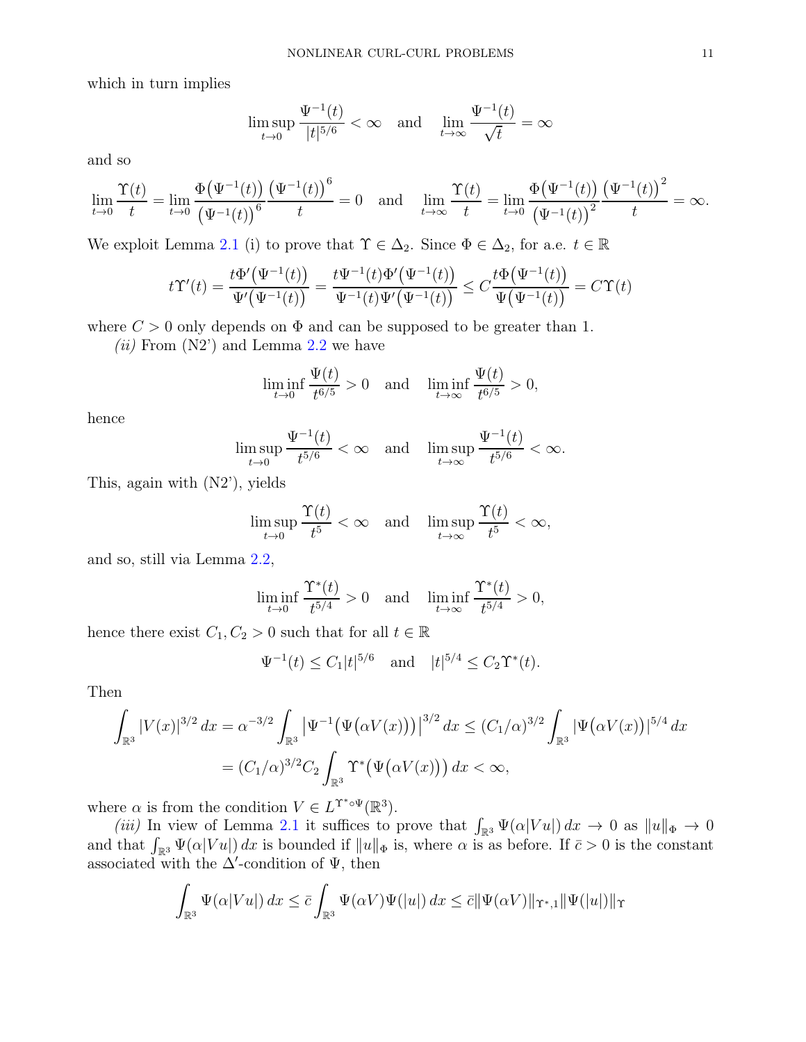which in turn implies

$$\limsup_{t\to 0} \frac{\Psi^{-1}(t)}{|t|^{5/6}} < \infty \quad \text{and} \quad \lim_{t\to\infty} \frac{\Psi^{-1}(t)}{\sqrt{t}} = \infty$$

and so

$$\lim_{t\to 0} \frac{\Upsilon(t)}{t} = \lim_{t\to 0} \frac{\Phi\big(\Psi^{-1}(t)\big)}{\big(\Psi^{-1}(t)\big)^6} \frac{\big(\Psi^{-1}(t)\big)^6}{t} = 0 \quad \text{and} \quad \lim_{t\to\infty} \frac{\Upsilon(t)}{t} = \lim_{t\to 0} \frac{\Phi\big(\Psi^{-1}(t)\big)}{\big(\Psi^{-1}(t)\big)^2} \frac{\big(\Psi^{-1}(t)\big)^2}{t} = \infty.$$

We exploit Lemma 2.1 (i) to prove that $\Upsilon \in \Delta_2$. Since $\Phi \in \Delta_2$, for a.e. $t \in \mathbb{R}$

$$t\Upsilon'(t) = \frac{t\Phi'\big(\Psi^{-1}(t)\big)}{\Psi'\big(\Psi^{-1}(t)\big)} = \frac{t\Psi^{-1}(t)\Phi'\big(\Psi^{-1}(t)\big)}{\Psi^{-1}(t)\Psi'\big(\Psi^{-1}(t)\big)} \le C\frac{t\Phi\big(\Psi^{-1}(t)\big)}{\Psi\big(\Psi^{-1}(t)\big)} = C\Upsilon(t)$$

where $C > 0$ only depends on $\Phi$ and can be supposed to be greater than 1.

*(ii)* From (N2') and Lemma 2.2 we have

$$\liminf_{t\to 0} \frac{\Psi(t)}{t^{6/5}} > 0 \quad \text{and} \quad \liminf_{t\to\infty} \frac{\Psi(t)}{t^{6/5}} > 0,$$

hence

$$\limsup_{t\to 0} \frac{\Psi^{-1}(t)}{t^{5/6}} < \infty \quad \text{and} \quad \limsup_{t\to\infty} \frac{\Psi^{-1}(t)}{t^{5/6}} < \infty.$$

This, again with (N2'), yields

$$\limsup_{t\to 0} \frac{\Upsilon(t)}{t^5} < \infty \quad \text{and} \quad \limsup_{t\to\infty} \frac{\Upsilon(t)}{t^5} < \infty,$$

and so, still via Lemma 2.2,

$$\liminf_{t\to 0} \frac{\Upsilon^*(t)}{t^{5/4}} > 0 \quad \text{and} \quad \liminf_{t\to\infty} \frac{\Upsilon^*(t)}{t^{5/4}} > 0,$$

hence there exist $C_1, C_2 > 0$ such that for all $t \in \mathbb{R}$

$$\Psi^{-1}(t) \le C_1|t|^{5/6} \quad \text{and} \quad |t|^{5/4} \le C_2\Upsilon^*(t).$$

Then

$$\begin{aligned}
\int_{\mathbb{R}^3} |V(x)|^{3/2}\,dx &= \alpha^{-3/2}\int_{\mathbb{R}^3} \big|\Psi^{-1}\big(\Psi\big(\alpha V(x)\big)\big)\big|^{3/2}\,dx \le (C_1/\alpha)^{3/2}\int_{\mathbb{R}^3} \big|\Psi\big(\alpha V(x)\big)\big|^{5/4}\,dx \\
&= (C_1/\alpha)^{3/2}C_2\int_{\mathbb{R}^3} \Upsilon^*\big(\Psi\big(\alpha V(x)\big)\big)\,dx < \infty,
\end{aligned}$$

where $\alpha$ is from the condition $V \in L^{\Upsilon^*\circ\Psi}(\mathbb{R}^3)$.

*(iii)* In view of Lemma 2.1 it suffices to prove that $\int_{\mathbb{R}^3} \Psi(\alpha|Vu|)\,dx \to 0$ as $\|u\|_\Phi \to 0$ and that $\int_{\mathbb{R}^3} \Psi(\alpha|Vu|)\,dx$ is bounded if $\|u\|_\Phi$ is, where $\alpha$ is as before. If $\bar{c} > 0$ is the constant associated with the $\Delta'$-condition of $\Psi$, then

$$\int_{\mathbb{R}^3} \Psi(\alpha|Vu|)\,dx \le \bar{c}\int_{\mathbb{R}^3} \Psi(\alpha V)\Psi(|u|)\,dx \le \bar{c}\|\Psi(\alpha V)\|_{\Upsilon^*,1}\|\Psi(|u|)\|_\Upsilon$$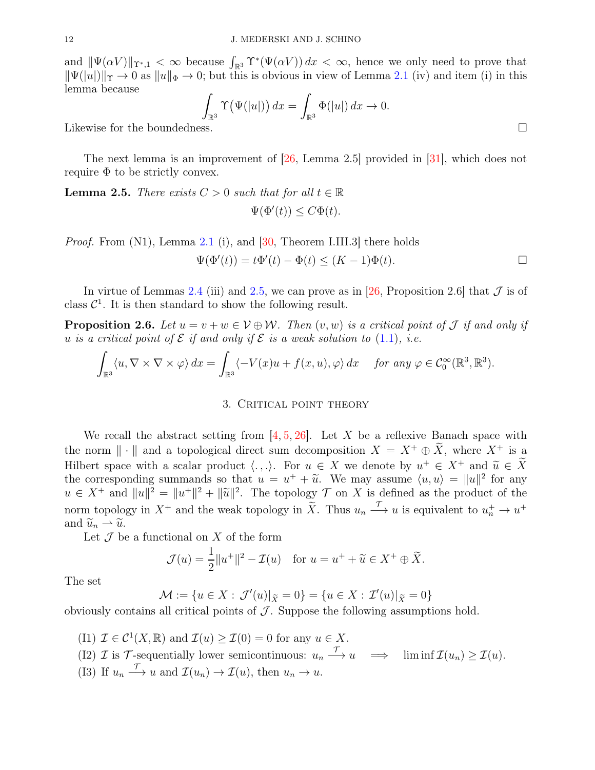and $\|\Psi(\alpha V)\|_{\Upsilon^*,1} < \infty$ because $\int_{\mathbb{R}^3} \Upsilon^*(\Psi(\alpha V))\, dx < \infty$, hence we only need to prove that $\|\Psi(|u|)\|_\Upsilon \to 0$ as $\|u\|_\Phi \to 0$; but this is obvious in view of Lemma 2.1 (iv) and item (i) in this lemma because

$$\int_{\mathbb{R}^3} \Upsilon\big(\Psi(|u|)\big)\, dx = \int_{\mathbb{R}^3} \Phi(|u|)\, dx \to 0.$$

Likewise for the boundedness. □

The next lemma is an improvement of [26, Lemma 2.5] provided in [31], which does not require $\Phi$ to be strictly convex.

**Lemma 2.5.** *There exists $C > 0$ such that for all $t \in \mathbb{R}$*

$$\Psi(\Phi'(t)) \le C\Phi(t).$$

*Proof.* From (N1), Lemma 2.1 (i), and [30, Theorem I.III.3] there holds

$$\Psi(\Phi'(t)) = t\Phi'(t) - \Phi(t) \le (K-1)\Phi(t).$$ □

In virtue of Lemmas 2.4 (iii) and 2.5, we can prove as in [26, Proposition 2.6] that $\mathcal{J}$ is of class $\mathcal{C}^1$. It is then standard to show the following result.

**Proposition 2.6.** *Let $u = v + w \in \mathcal{V} \oplus \mathcal{W}$. Then $(v, w)$ is a critical point of $\mathcal{J}$ if and only if $u$ is a critical point of $\mathcal{E}$ if and only if $\mathcal{E}$ is a weak solution to (1.1), i.e.*

$$\int_{\mathbb{R}^3} \langle u, \nabla \times \nabla \times \varphi \rangle\, dx = \int_{\mathbb{R}^3} \langle -V(x)u + f(x,u), \varphi \rangle\, dx \quad \textit{for any } \varphi \in \mathcal{C}_0^\infty(\mathbb{R}^3, \mathbb{R}^3).$$

## 3. Critical point theory

We recall the abstract setting from [4, 5, 26]. Let $X$ be a reflexive Banach space with the norm $\|\cdot\|$ and a topological direct sum decomposition $X = X^+ \oplus \widetilde{X}$, where $X^+$ is a Hilbert space with a scalar product $\langle .,. \rangle$. For $u \in X$ we denote by $u^+ \in X^+$ and $\widetilde{u} \in \widetilde{X}$ the corresponding summands so that $u = u^+ + \widetilde{u}$. We may assume $\langle u, u \rangle = \|u\|^2$ for any $u \in X^+$ and $\|u\|^2 = \|u^+\|^2 + \|\widetilde{u}\|^2$. The topology $\mathcal{T}$ on $X$ is defined as the product of the norm topology in $X^+$ and the weak topology in $\widetilde{X}$. Thus $u_n \xrightarrow{\mathcal{T}} u$ is equivalent to $u_n^+ \to u^+$ and $\widetilde{u}_n \rightharpoonup \widetilde{u}$.

Let $\mathcal{J}$ be a functional on $X$ of the form

$$\mathcal{J}(u) = \frac{1}{2}\|u^+\|^2 - \mathcal{I}(u) \quad \text{for } u = u^+ + \widetilde{u} \in X^+ \oplus \widetilde{X}.$$

The set

$$\mathcal{M} := \{u \in X : \mathcal{J}'(u)|_{\widetilde{X}} = 0\} = \{u \in X : \mathcal{I}'(u)|_{\widetilde{X}} = 0\}$$

obviously contains all critical points of $\mathcal{J}$. Suppose the following assumptions hold.

- (I1) $\mathcal{I} \in \mathcal{C}^1(X, \mathbb{R})$ and $\mathcal{I}(u) \ge \mathcal{I}(0) = 0$ for any $u \in X$.
- (I2) $\mathcal{I}$ is $\mathcal{T}$-sequentially lower semicontinuous: $u_n \xrightarrow{\mathcal{T}} u \implies \liminf \mathcal{I}(u_n) \ge \mathcal{I}(u)$.
- (I3) If $u_n \xrightarrow{\mathcal{T}} u$ and $\mathcal{I}(u_n) \to \mathcal{I}(u)$, then $u_n \to u$.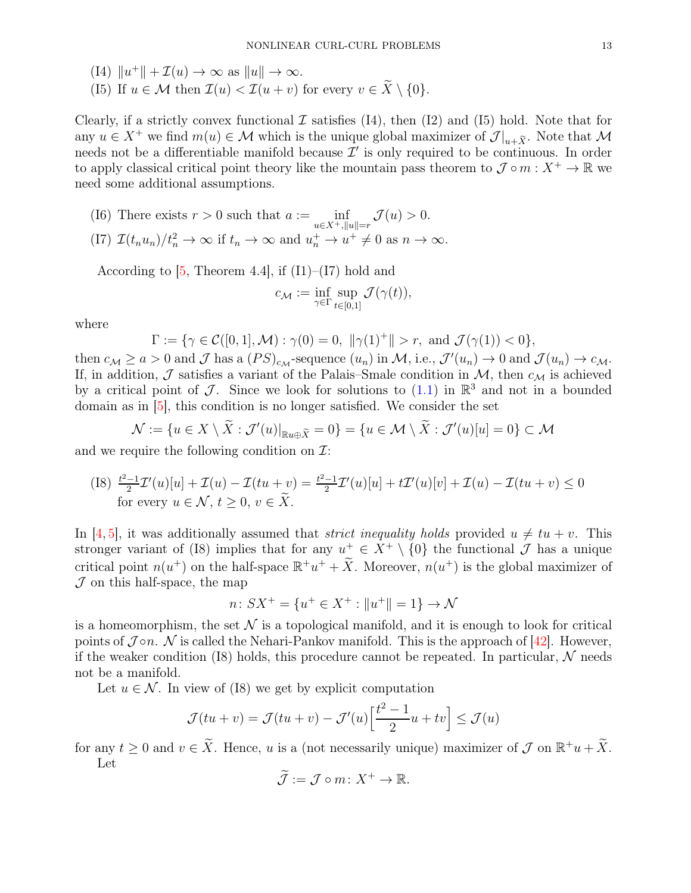(I4) $\|u^+\| + \mathcal{I}(u) \to \infty$ as $\|u\| \to \infty$.
(I5) If $u \in \mathcal{M}$ then $\mathcal{I}(u) < \mathcal{I}(u+v)$ for every $v \in \widetilde{X} \setminus \{0\}$.

Clearly, if a strictly convex functional $\mathcal{I}$ satisfies (I4), then (I2) and (I5) hold. Note that for any $u \in X^+$ we find $m(u) \in \mathcal{M}$ which is the unique global maximizer of $\mathcal{J}|_{u+\widetilde{X}}$. Note that $\mathcal{M}$ needs not be a differentiable manifold because $\mathcal{I}'$ is only required to be continuous. In order to apply classical critical point theory like the mountain pass theorem to $\mathcal{J} \circ m : X^+ \to \mathbb{R}$ we need some additional assumptions.

(I6) There exists $r > 0$ such that $a := \inf_{u \in X^+, \|u\|=r} \mathcal{J}(u) > 0$.
(I7) $\mathcal{I}(t_n u_n)/t_n^2 \to \infty$ if $t_n \to \infty$ and $u_n^+ \to u^+ \neq 0$ as $n \to \infty$.

According to [5, Theorem 4.4], if (I1)–(I7) hold and

$$c_{\mathcal{M}} := \inf_{\gamma \in \Gamma} \sup_{t \in [0,1]} \mathcal{J}(\gamma(t)),$$

where

$$\Gamma := \{\gamma \in \mathcal{C}([0,1], \mathcal{M}) : \gamma(0) = 0,\ \|\gamma(1)^+\| > r, \text{ and } \mathcal{J}(\gamma(1)) < 0\},$$

then $c_{\mathcal{M}} \geq a > 0$ and $\mathcal{J}$ has a $(PS)_{c_{\mathcal{M}}}$-sequence $(u_n)$ in $\mathcal{M}$, i.e., $\mathcal{J}'(u_n) \to 0$ and $\mathcal{J}(u_n) \to c_{\mathcal{M}}$. If, in addition, $\mathcal{J}$ satisfies a variant of the Palais–Smale condition in $\mathcal{M}$, then $c_{\mathcal{M}}$ is achieved by a critical point of $\mathcal{J}$. Since we look for solutions to (1.1) in $\mathbb{R}^3$ and not in a bounded domain as in [5], this condition is no longer satisfied. We consider the set

$$\mathcal{N} := \{u \in X \setminus \widetilde{X} : \mathcal{J}'(u)|_{\mathbb{R}u \oplus \widetilde{X}} = 0\} = \{u \in \mathcal{M} \setminus \widetilde{X} : \mathcal{J}'(u)[u] = 0\} \subset \mathcal{M}$$

and we require the following condition on $\mathcal{I}$:

(I8) $\frac{t^2-1}{2}\mathcal{I}'(u)[u] + \mathcal{I}(u) - \mathcal{I}(tu+v) = \frac{t^2-1}{2}\mathcal{I}'(u)[u] + t\mathcal{I}'(u)[v] + \mathcal{I}(u) - \mathcal{I}(tu+v) \leq 0$ for every $u \in \mathcal{N}$, $t \geq 0$, $v \in \widetilde{X}$.

In [4, 5], it was additionally assumed that *strict inequality holds* provided $u \neq tu + v$. This stronger variant of (I8) implies that for any $u^+ \in X^+ \setminus \{0\}$ the functional $\mathcal{J}$ has a unique critical point $n(u^+)$ on the half-space $\mathbb{R}^+ u^+ + \widetilde{X}$. Moreover, $n(u^+)$ is the global maximizer of $\mathcal{J}$ on this half-space, the map

$$n \colon SX^+ = \{u^+ \in X^+ : \|u^+\| = 1\} \to \mathcal{N}$$

is a homeomorphism, the set $\mathcal{N}$ is a topological manifold, and it is enough to look for critical points of $\mathcal{J} \circ n$. $\mathcal{N}$ is called the Nehari-Pankov manifold. This is the approach of [42]. However, if the weaker condition (I8) holds, this procedure cannot be repeated. In particular, $\mathcal{N}$ needs not be a manifold.

Let $u \in \mathcal{N}$. In view of (I8) we get by explicit computation

$$\mathcal{J}(tu+v) = \mathcal{J}(tu+v) - \mathcal{J}'(u)\Big[\frac{t^2-1}{2}u + tv\Big] \leq \mathcal{J}(u)$$

for any $t \geq 0$ and $v \in \widetilde{X}$. Hence, $u$ is a (not necessarily unique) maximizer of $\mathcal{J}$ on $\mathbb{R}^+ u + \widetilde{X}$.

Let

$$\widetilde{\mathcal{J}} := \mathcal{J} \circ m \colon X^+ \to \mathbb{R}.$$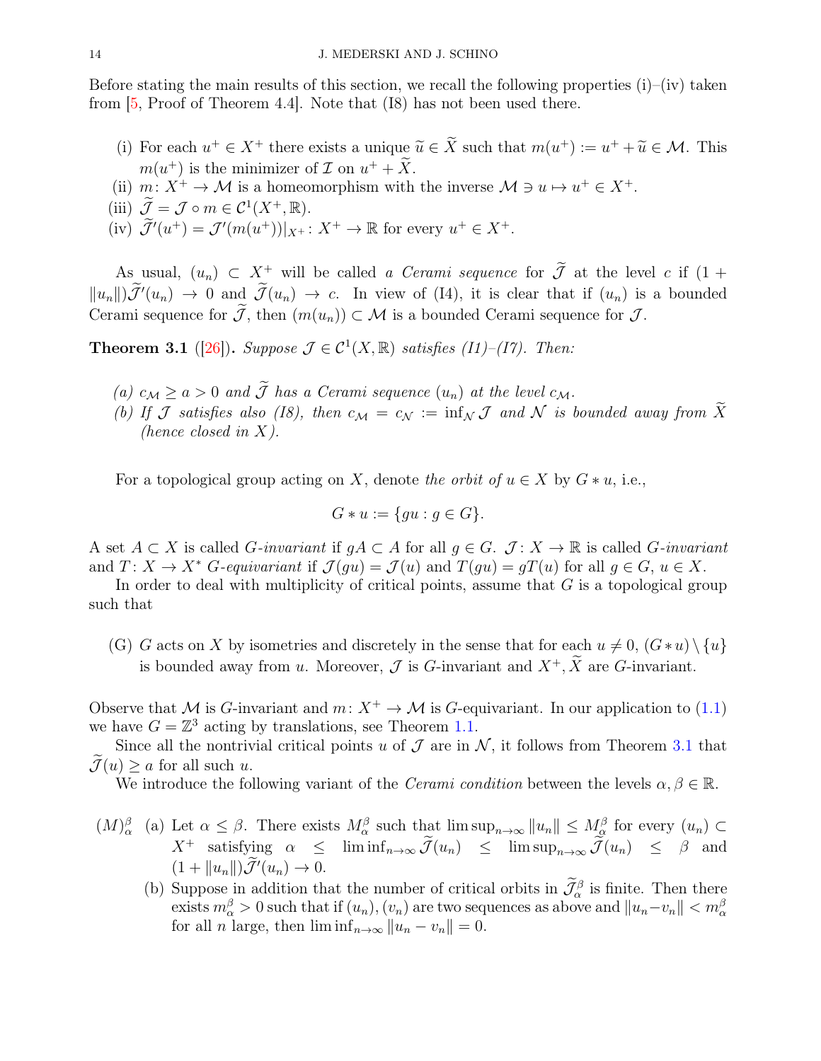Before stating the main results of this section, we recall the following properties (i)–(iv) taken from [5, Proof of Theorem 4.4]. Note that (I8) has not been used there.

- (i) For each $u^+ \in X^+$ there exists a unique $\widetilde{u} \in \widetilde{X}$ such that $m(u^+) := u^+ + \widetilde{u} \in \mathcal{M}$. This $m(u^+)$ is the minimizer of $\mathcal{I}$ on $u^+ + \widetilde{X}$.
- (ii) $m\colon X^+ \to \mathcal{M}$ is a homeomorphism with the inverse $\mathcal{M} \ni u \mapsto u^+ \in X^+$.
- (iii) $\widetilde{\mathcal{J}} = \mathcal{J} \circ m \in \mathcal{C}^1(X^+, \mathbb{R})$.
- (iv) $\widetilde{\mathcal{J}}'(u^+) = \mathcal{J}'(m(u^+))|_{X^+}\colon X^+ \to \mathbb{R}$ for every $u^+ \in X^+$.

As usual, $(u_n) \subset X^+$ will be called *a Cerami sequence* for $\widetilde{\mathcal{J}}$ at the level $c$ if $(1 + \|u_n\|)\widetilde{\mathcal{J}}'(u_n) \to 0$ and $\widetilde{\mathcal{J}}(u_n) \to c$. In view of (I4), it is clear that if $(u_n)$ is a bounded Cerami sequence for $\widetilde{\mathcal{J}}$, then $(m(u_n)) \subset \mathcal{M}$ is a bounded Cerami sequence for $\mathcal{J}$.

**Theorem 3.1** ([26])**.** *Suppose $\mathcal{J} \in \mathcal{C}^1(X, \mathbb{R})$ satisfies (I1)–(I7). Then:*

- *(a) $c_{\mathcal{M}} \geq a > 0$ and $\widetilde{\mathcal{J}}$ has a Cerami sequence $(u_n)$ at the level $c_{\mathcal{M}}$.*
- *(b) If $\mathcal{J}$ satisfies also (I8), then $c_{\mathcal{M}} = c_{\mathcal{N}} := \inf_{\mathcal{N}} \mathcal{J}$ and $\mathcal{N}$ is bounded away from $\widetilde{X}$ (hence closed in $X$).*

For a topological group acting on $X$, denote *the orbit of* $u \in X$ by $G * u$, i.e.,

$$G * u := \{gu : g \in G\}.$$

A set $A \subset X$ is called *$G$-invariant* if $gA \subset A$ for all $g \in G$. $\mathcal{J}\colon X \to \mathbb{R}$ is called *$G$-invariant* and $T\colon X \to X^*$ *$G$-equivariant* if $\mathcal{J}(gu) = \mathcal{J}(u)$ and $T(gu) = gT(u)$ for all $g \in G$, $u \in X$.

In order to deal with multiplicity of critical points, assume that $G$ is a topological group such that

- (G) $G$ acts on $X$ by isometries and discretely in the sense that for each $u \neq 0$, $(G * u) \setminus \{u\}$ is bounded away from $u$. Moreover, $\mathcal{J}$ is $G$-invariant and $X^+, \widetilde{X}$ are $G$-invariant.

Observe that $\mathcal{M}$ is $G$-invariant and $m\colon X^+ \to \mathcal{M}$ is $G$-equivariant. In our application to (1.1) we have $G = \mathbb{Z}^3$ acting by translations, see Theorem 1.1.

Since all the nontrivial critical points $u$ of $\mathcal{J}$ are in $\mathcal{N}$, it follows from Theorem 3.1 that $\widetilde{\mathcal{J}}(u) \geq a$ for all such $u$.

We introduce the following variant of the *Cerami condition* between the levels $\alpha, \beta \in \mathbb{R}$.

$(M)_\alpha^\beta$ (a) Let $\alpha \leq \beta$. There exists $M_\alpha^\beta$ such that $\limsup_{n\to\infty} \|u_n\| \leq M_\alpha^\beta$ for every $(u_n) \subset X^+$ satisfying $\alpha \leq \liminf_{n\to\infty} \widetilde{\mathcal{J}}(u_n) \leq \limsup_{n\to\infty} \widetilde{\mathcal{J}}(u_n) \leq \beta$ and $(1 + \|u_n\|)\widetilde{\mathcal{J}}'(u_n) \to 0$.

(b) Suppose in addition that the number of critical orbits in $\widetilde{\mathcal{J}}_\alpha^\beta$ is finite. Then there exists $m_\alpha^\beta > 0$ such that if $(u_n), (v_n)$ are two sequences as above and $\|u_n - v_n\| < m_\alpha^\beta$ for all $n$ large, then $\liminf_{n\to\infty} \|u_n - v_n\| = 0$.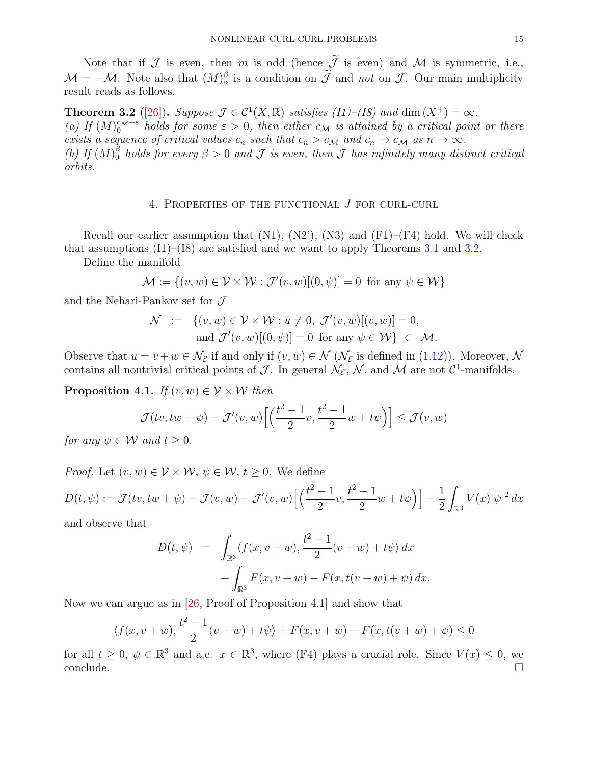Note that if $\mathcal{J}$ is even, then $m$ is odd (hence $\widetilde{\mathcal{J}}$ is even) and $\mathcal{M}$ is symmetric, i.e., $\mathcal{M} = -\mathcal{M}$. Note also that $(M)^{\beta}_{\alpha}$ is a condition on $\widetilde{\mathcal{J}}$ and *not* on $\mathcal{J}$. Our main multiplicity result reads as follows.

**Theorem 3.2** ([26]). *Suppose $\mathcal{J} \in \mathcal{C}^1(X, \mathbb{R})$ satisfies (I1)–(I8) and $\dim(X^+) = \infty$.*
*(a) If $(M)_0^{c_{\mathcal{M}}+\varepsilon}$ holds for some $\varepsilon > 0$, then either $c_{\mathcal{M}}$ is attained by a critical point or there exists a sequence of critical values $c_n$ such that $c_n > c_{\mathcal{M}}$ and $c_n \to c_{\mathcal{M}}$ as $n \to \infty$.*
*(b) If $(M)_0^{\beta}$ holds for every $\beta > 0$ and $\mathcal{J}$ is even, then $\mathcal{J}$ has infinitely many distinct critical orbits.*

## 4. Properties of the functional $J$ for curl-curl

Recall our earlier assumption that (N1), (N2'), (N3) and (F1)–(F4) hold. We will check that assumptions (I1)–(I8) are satisfied and we want to apply Theorems 3.1 and 3.2.

Define the manifold

$$\mathcal{M} := \{(v, w) \in \mathcal{V} \times \mathcal{W} : \mathcal{J}'(v, w)[(0, \psi)] = 0 \text{ for any } \psi \in \mathcal{W}\}$$

and the Nehari-Pankov set for $\mathcal{J}$

$$\begin{aligned} \mathcal{N} \;\; := \;\; & \{(v, w) \in \mathcal{V} \times \mathcal{W} : u \neq 0,\ \mathcal{J}'(v, w)[(v, w)] = 0, \\ & \text{and } \mathcal{J}'(v, w)[(0, \psi)] = 0 \text{ for any } \psi \in \mathcal{W}\} \;\subset\; \mathcal{M}. \end{aligned}$$

Observe that $u = v + w \in \mathcal{N}_{\mathcal{E}}$ if and only if $(v, w) \in \mathcal{N}$ ($\mathcal{N}_{\mathcal{E}}$ is defined in (1.12)). Moreover, $\mathcal{N}$ contains all nontrivial critical points of $\mathcal{J}$. In general $\mathcal{N}_{\mathcal{E}}$, $\mathcal{N}$, and $\mathcal{M}$ are not $\mathcal{C}^1$-manifolds.

**Proposition 4.1.** *If $(v, w) \in \mathcal{V} \times \mathcal{W}$ then*

$$\mathcal{J}(tv, tw + \psi) - \mathcal{J}'(v, w)\Big[\Big(\frac{t^2 - 1}{2} v, \frac{t^2 - 1}{2} w + t\psi\Big)\Big] \leq \mathcal{J}(v, w)$$

*for any $\psi \in \mathcal{W}$ and $t \geq 0$.*

*Proof.* Let $(v, w) \in \mathcal{V} \times \mathcal{W}$, $\psi \in \mathcal{W}$, $t \geq 0$. We define

$$D(t, \psi) := \mathcal{J}(tv, tw + \psi) - \mathcal{J}(v, w) - \mathcal{J}'(v, w)\Big[\Big(\frac{t^2 - 1}{2} v, \frac{t^2 - 1}{2} w + t\psi\Big)\Big] - \frac{1}{2} \int_{\mathbb{R}^3} V(x) |\psi|^2 \, dx$$

and observe that

$$\begin{aligned} D(t, \psi) \;\; = \;\; & \int_{\mathbb{R}^3} \langle f(x, v + w), \frac{t^2 - 1}{2}(v + w) + t\psi \rangle \, dx \\ & + \int_{\mathbb{R}^3} F(x, v + w) - F(x, t(v + w) + \psi) \, dx. \end{aligned}$$

Now we can argue as in [26, Proof of Proposition 4.1] and show that

$$\langle f(x, v + w), \frac{t^2 - 1}{2}(v + w) + t\psi \rangle + F(x, v + w) - F(x, t(v + w) + \psi) \leq 0$$

for all $t \geq 0$, $\psi \in \mathbb{R}^3$ and a.e. $x \in \mathbb{R}^3$, where (F4) plays a crucial role. Since $V(x) \leq 0$, we conclude. $\square$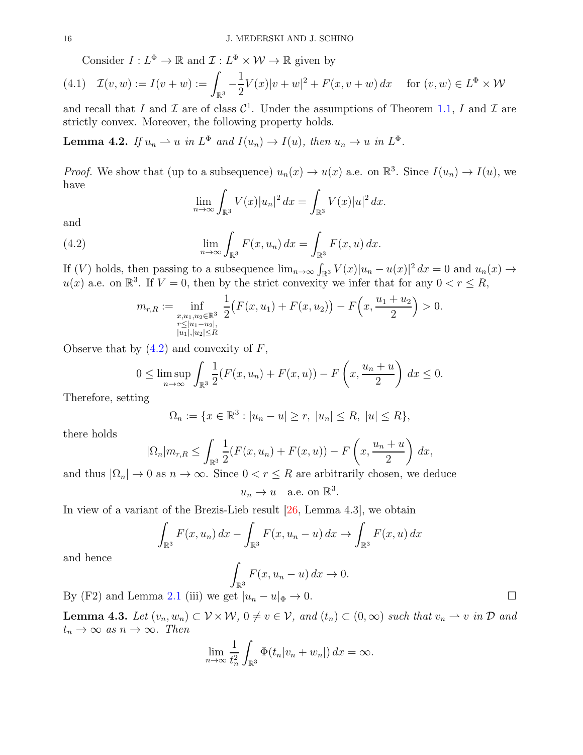Consider $I : L^\Phi \to \mathbb{R}$ and $\mathcal{I} : L^\Phi \times \mathcal{W} \to \mathbb{R}$ given by

$$\mathcal{I}(v,w) := I(v+w) := \int_{\mathbb{R}^3} -\frac{1}{2}V(x)|v+w|^2 + F(x, v+w)\,dx \quad \text{for } (v,w) \in L^\Phi \times \mathcal{W} \tag{4.1}$$

and recall that $I$ and $\mathcal{I}$ are of class $\mathcal{C}^1$. Under the assumptions of Theorem 1.1, $I$ and $\mathcal{I}$ are strictly convex. Moreover, the following property holds.

**Lemma 4.2.** *If $u_n \rightharpoonup u$ in $L^\Phi$ and $I(u_n) \to I(u)$, then $u_n \to u$ in $L^\Phi$.*

*Proof.* We show that (up to a subsequence) $u_n(x) \to u(x)$ a.e. on $\mathbb{R}^3$. Since $I(u_n) \to I(u)$, we have

$$\lim_{n\to\infty} \int_{\mathbb{R}^3} V(x)|u_n|^2\,dx = \int_{\mathbb{R}^3} V(x)|u|^2\,dx.$$

and

$$\lim_{n\to\infty} \int_{\mathbb{R}^3} F(x,u_n)\,dx = \int_{\mathbb{R}^3} F(x,u)\,dx. \tag{4.2}$$

If $(V)$ holds, then passing to a subsequence $\lim_{n\to\infty}\int_{\mathbb{R}^3} V(x)|u_n - u(x)|^2\,dx = 0$ and $u_n(x) \to u(x)$ a.e. on $\mathbb{R}^3$. If $V = 0$, then by the strict convexity we infer that for any $0 < r \le R$,

$$m_{r,R} := \inf_{\substack{x,u_1,u_2 \in \mathbb{R}^3 \\ r \le |u_1 - u_2|, \\ |u_1|,|u_2| \le R}} \frac{1}{2}\big(F(x,u_1) + F(x,u_2)\big) - F\Big(x, \frac{u_1+u_2}{2}\Big) > 0.$$

Observe that by (4.2) and convexity of $F$,

$$0 \le \limsup_{n\to\infty} \int_{\mathbb{R}^3} \frac{1}{2}(F(x,u_n) + F(x,u)) - F\left(x, \frac{u_n+u}{2}\right)\,dx \le 0.$$

Therefore, setting

$$\Omega_n := \{x \in \mathbb{R}^3 : |u_n - u| \ge r,\ |u_n| \le R,\ |u| \le R\},$$

there holds

$$|\Omega_n| m_{r,R} \le \int_{\mathbb{R}^3} \frac{1}{2}(F(x,u_n) + F(x,u)) - F\left(x, \frac{u_n+u}{2}\right)\,dx,$$

and thus $|\Omega_n| \to 0$ as $n \to \infty$. Since $0 < r \le R$ are arbitrarily chosen, we deduce

$$u_n \to u \quad \text{a.e. on } \mathbb{R}^3.$$

In view of a variant of the Brezis-Lieb result [26, Lemma 4.3], we obtain

$$\int_{\mathbb{R}^3} F(x,u_n)\,dx - \int_{\mathbb{R}^3} F(x,u_n - u)\,dx \to \int_{\mathbb{R}^3} F(x,u)\,dx$$

and hence

$$\int_{\mathbb{R}^3} F(x,u_n - u)\,dx \to 0.$$

By (F2) and Lemma 2.1 (iii) we get $|u_n - u|_\Phi \to 0$. □

**Lemma 4.3.** *Let $(v_n, w_n) \subset \mathcal{V} \times \mathcal{W}$, $0 \ne v \in \mathcal{V}$, and $(t_n) \subset (0,\infty)$ such that $v_n \rightharpoonup v$ in $\mathcal{D}$ and $t_n \to \infty$ as $n \to \infty$. Then*

$$\lim_{n\to\infty} \frac{1}{t_n^2} \int_{\mathbb{R}^3} \Phi(t_n|v_n + w_n|)\,dx = \infty.$$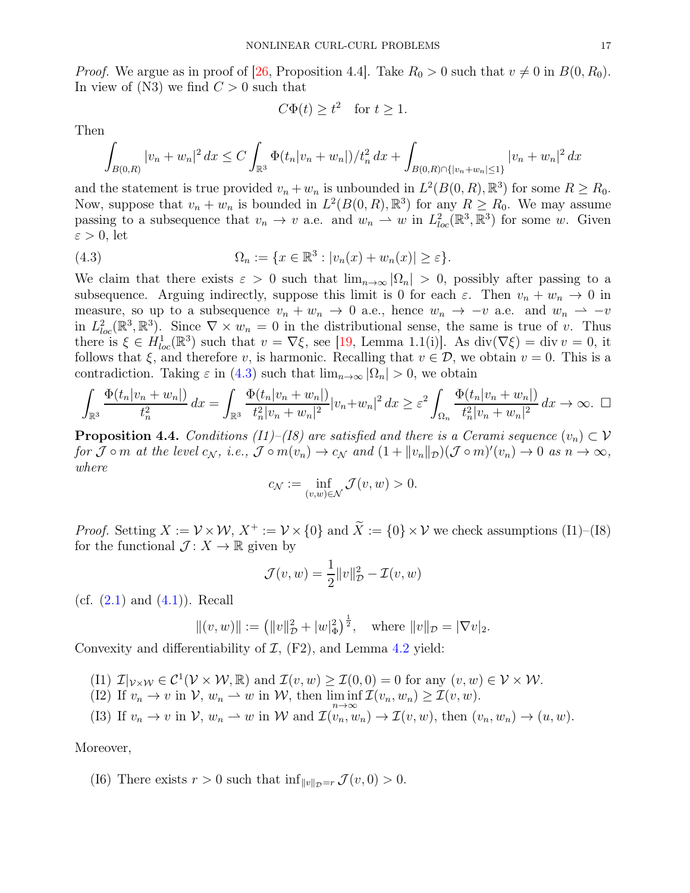*Proof.* We argue as in proof of [26, Proposition 4.4]. Take $R_0 > 0$ such that $v \neq 0$ in $B(0, R_0)$. In view of (N3) we find $C > 0$ such that

$$C\Phi(t) \geq t^2 \quad \text{for } t \geq 1.$$

Then

$$\int_{B(0,R)} |v_n + w_n|^2 \, dx \leq C \int_{\mathbb{R}^3} \Phi(t_n|v_n + w_n|)/t_n^2 \, dx + \int_{B(0,R)\cap\{|v_n+w_n|\leq 1\}} |v_n + w_n|^2 \, dx$$

and the statement is true provided $v_n + w_n$ is unbounded in $L^2(B(0, R), \mathbb{R}^3)$ for some $R \geq R_0$. Now, suppose that $v_n + w_n$ is bounded in $L^2(B(0, R), \mathbb{R}^3)$ for any $R \geq R_0$. We may assume passing to a subsequence that $v_n \to v$ a.e. and $w_n \rightharpoonup w$ in $L^2_{loc}(\mathbb{R}^3, \mathbb{R}^3)$ for some $w$. Given $\varepsilon > 0$, let

$$\Omega_n := \{x \in \mathbb{R}^3 : |v_n(x) + w_n(x)| \geq \varepsilon\}. \tag{4.3}$$

We claim that there exists $\varepsilon > 0$ such that $\lim_{n\to\infty} |\Omega_n| > 0$, possibly after passing to a subsequence. Arguing indirectly, suppose this limit is 0 for each $\varepsilon$. Then $v_n + w_n \to 0$ in measure, so up to a subsequence $v_n + w_n \to 0$ a.e., hence $w_n \to -v$ a.e. and $w_n \rightharpoonup -v$ in $L^2_{loc}(\mathbb{R}^3, \mathbb{R}^3)$. Since $\nabla \times w_n = 0$ in the distributional sense, the same is true of $v$. Thus there is $\xi \in H^1_{loc}(\mathbb{R}^3)$ such that $v = \nabla\xi$, see [19, Lemma 1.1(i)]. As $\operatorname{div}(\nabla\xi) = \operatorname{div} v = 0$, it follows that $\xi$, and therefore $v$, is harmonic. Recalling that $v \in \mathcal{D}$, we obtain $v = 0$. This is a contradiction. Taking $\varepsilon$ in (4.3) such that $\lim_{n\to\infty} |\Omega_n| > 0$, we obtain

$$\int_{\mathbb{R}^3} \frac{\Phi(t_n|v_n + w_n|)}{t_n^2} \, dx = \int_{\mathbb{R}^3} \frac{\Phi(t_n|v_n + w_n|)}{t_n^2|v_n + w_n|^2} |v_n+w_n|^2 \, dx \geq \varepsilon^2 \int_{\Omega_n} \frac{\Phi(t_n|v_n + w_n|)}{t_n^2|v_n + w_n|^2} \, dx \to \infty. \quad \square$$

**Proposition 4.4.** *Conditions (I1)–(I8) are satisfied and there is a Cerami sequence $(v_n) \subset \mathcal{V}$ for $\mathcal{J} \circ m$ at the level $c_{\mathcal{N}}$, i.e., $\mathcal{J} \circ m(v_n) \to c_{\mathcal{N}}$ and $(1 + \|v_n\|_{\mathcal{D}})(\mathcal{J} \circ m)'(v_n) \to 0$ as $n \to \infty$, where*

$$c_{\mathcal{N}} := \inf_{(v,w)\in\mathcal{N}} \mathcal{J}(v, w) > 0.$$

*Proof.* Setting $X := \mathcal{V} \times \mathcal{W}$, $X^+ := \mathcal{V} \times \{0\}$ and $\widetilde{X} := \{0\} \times \mathcal{V}$ we check assumptions (I1)–(I8) for the functional $\mathcal{J} : X \to \mathbb{R}$ given by

$$\mathcal{J}(v, w) = \frac{1}{2}\|v\|^2_{\mathcal{D}} - \mathcal{I}(v, w)$$

(cf. (2.1) and (4.1)). Recall

$$\|(v, w)\| := \big(\|v\|^2_{\mathcal{D}} + |w|^2_{\Phi}\big)^{\frac{1}{2}}, \quad \text{where } \|v\|_{\mathcal{D}} = |\nabla v|_2.$$

Convexity and differentiability of $\mathcal{I}$, (F2), and Lemma 4.2 yield:

(I1) $\mathcal{I}|_{\mathcal{V}\times\mathcal{W}} \in \mathcal{C}^1(\mathcal{V} \times \mathcal{W}, \mathbb{R})$ and $\mathcal{I}(v, w) \geq \mathcal{I}(0, 0) = 0$ for any $(v, w) \in \mathcal{V} \times \mathcal{W}$.

(I2) If $v_n \to v$ in $\mathcal{V}$, $w_n \rightharpoonup w$ in $\mathcal{W}$, then $\liminf_{n\to\infty} \mathcal{I}(v_n, w_n) \geq \mathcal{I}(v, w)$.

(I3) If $v_n \to v$ in $\mathcal{V}$, $w_n \rightharpoonup w$ in $\mathcal{W}$ and $\mathcal{I}(v_n, w_n) \to \mathcal{I}(v, w)$, then $(v_n, w_n) \to (u, w)$.

Moreover,

(I6) There exists $r > 0$ such that $\inf_{\|v\|_{\mathcal{D}}=r} \mathcal{J}(v, 0) > 0$.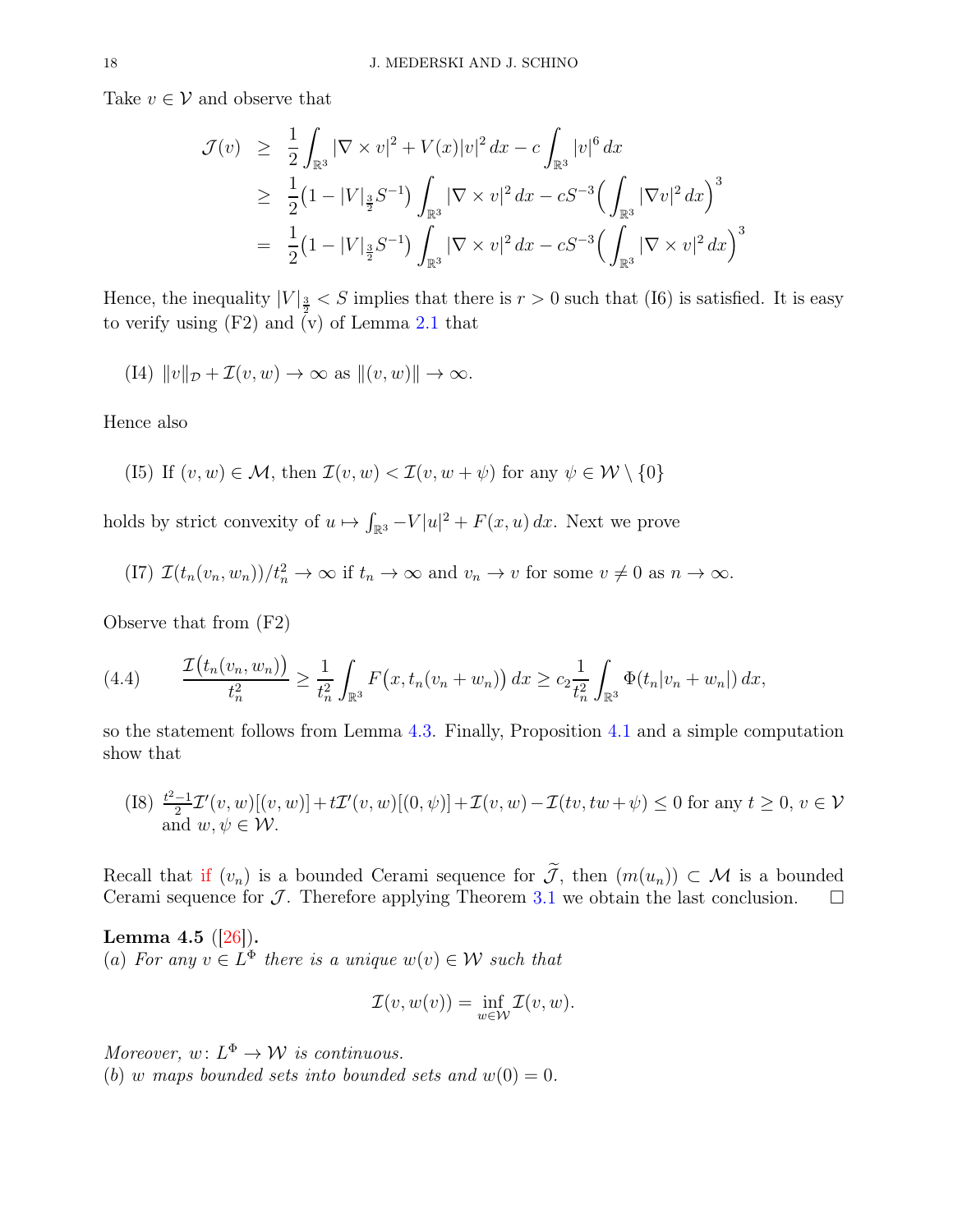Take $v \in \mathcal{V}$ and observe that

$$
\begin{aligned}
\mathcal{J}(v) &\geq \frac{1}{2}\int_{\mathbb{R}^3} |\nabla \times v|^2 + V(x)|v|^2\,dx - c\int_{\mathbb{R}^3} |v|^6\,dx \\
&\geq \frac{1}{2}\big(1 - |V|_{\frac{3}{2}} S^{-1}\big)\int_{\mathbb{R}^3} |\nabla \times v|^2\,dx - cS^{-3}\Big(\int_{\mathbb{R}^3} |\nabla v|^2\,dx\Big)^3 \\
&= \frac{1}{2}\big(1 - |V|_{\frac{3}{2}} S^{-1}\big)\int_{\mathbb{R}^3} |\nabla \times v|^2\,dx - cS^{-3}\Big(\int_{\mathbb{R}^3} |\nabla \times v|^2\,dx\Big)^3
\end{aligned}
$$

Hence, the inequality $|V|_{\frac{3}{2}} < S$ implies that there is $r > 0$ such that (I6) is satisfied. It is easy to verify using (F2) and (v) of Lemma 2.1 that

(I4) $\|v\|_{\mathcal{D}} + \mathcal{I}(v,w) \to \infty$ as $\|(v,w)\| \to \infty$.

Hence also

(I5) If $(v,w) \in \mathcal{M}$, then $\mathcal{I}(v,w) < \mathcal{I}(v, w+\psi)$ for any $\psi \in \mathcal{W} \setminus \{0\}$

holds by strict convexity of $u \mapsto \int_{\mathbb{R}^3} -V|u|^2 + F(x,u)\,dx$. Next we prove

(I7) $\mathcal{I}(t_n(v_n,w_n))/t_n^2 \to \infty$ if $t_n \to \infty$ and $v_n \to v$ for some $v \neq 0$ as $n \to \infty$.

Observe that from (F2)

$$
\frac{\mathcal{I}\big(t_n(v_n,w_n)\big)}{t_n^2} \geq \frac{1}{t_n^2}\int_{\mathbb{R}^3} F\big(x, t_n(v_n+w_n)\big)\,dx \geq c_2\frac{1}{t_n^2}\int_{\mathbb{R}^3} \Phi(t_n|v_n+w_n|)\,dx, \tag{4.4}
$$

so the statement follows from Lemma 4.3. Finally, Proposition 4.1 and a simple computation show that

(I8) $\frac{t^2-1}{2}\mathcal{I}'(v,w)[(v,w)] + t\mathcal{I}'(v,w)[(0,\psi)] + \mathcal{I}(v,w) - \mathcal{I}(tv, tw+\psi) \leq 0$ for any $t \geq 0$, $v \in \mathcal{V}$ and $w, \psi \in \mathcal{W}$.

Recall that if $(v_n)$ is a bounded Cerami sequence for $\widetilde{\mathcal{J}}$, then $(m(u_n)) \subset \mathcal{M}$ is a bounded Cerami sequence for $\mathcal{J}$. Therefore applying Theorem 3.1 we obtain the last conclusion. $\square$

**Lemma 4.5** ([26]).
*(a) For any $v \in L^\Phi$ there is a unique $w(v) \in \mathcal{W}$ such that*

$$
\mathcal{I}(v, w(v)) = \inf_{w \in \mathcal{W}} \mathcal{I}(v,w).
$$

*Moreover, $w\colon L^\Phi \to \mathcal{W}$ is continuous.*
*(b) $w$ maps bounded sets into bounded sets and $w(0) = 0$.*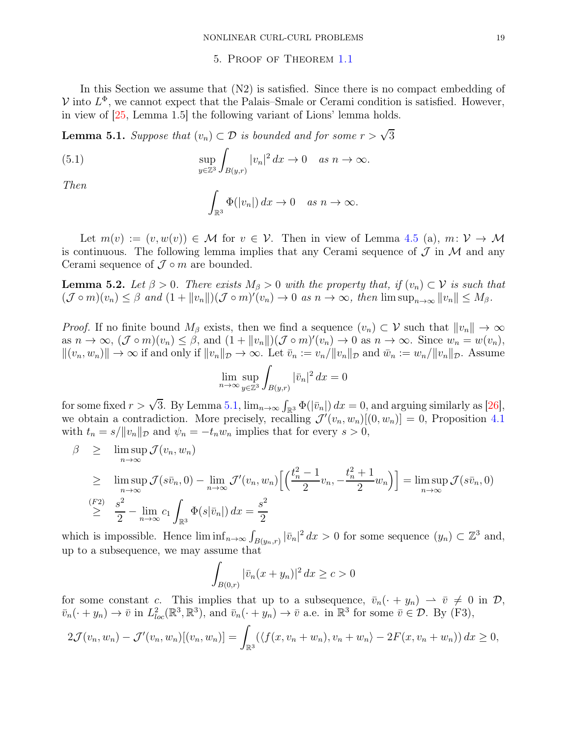## 5. Proof of Theorem 1.1

In this Section we assume that (N2) is satisfied. Since there is no compact embedding of $\mathcal{V}$ into $L^\Phi$, we cannot expect that the Palais–Smale or Cerami condition is satisfied. However, in view of [25, Lemma 1.5] the following variant of Lions' lemma holds.

**Lemma 5.1.** *Suppose that $(v_n) \subset \mathcal{D}$ is bounded and for some $r > \sqrt{3}$*

$$\sup_{y\in\mathbb{Z}^3} \int_{B(y,r)} |v_n|^2\,dx \to 0 \quad \text{as } n \to \infty. \tag{5.1}$$

*Then*

$$\int_{\mathbb{R}^3} \Phi(|v_n|)\,dx \to 0 \quad \text{as } n \to \infty.$$

Let $m(v) := (v, w(v)) \in \mathcal{M}$ for $v \in \mathcal{V}$. Then in view of Lemma 4.5 (a), $m \colon \mathcal{V} \to \mathcal{M}$ is continuous. The following lemma implies that any Cerami sequence of $\mathcal{J}$ in $\mathcal{M}$ and any Cerami sequence of $\mathcal{J} \circ m$ are bounded.

**Lemma 5.2.** *Let $\beta > 0$. There exists $M_\beta > 0$ with the property that, if $(v_n) \subset \mathcal{V}$ is such that $(\mathcal{J} \circ m)(v_n) \le \beta$ and $(1 + \|v_n\|)(\mathcal{J} \circ m)'(v_n) \to 0$ as $n \to \infty$, then $\limsup_{n\to\infty} \|v_n\| \le M_\beta$.*

*Proof.* If no finite bound $M_\beta$ exists, then we find a sequence $(v_n) \subset \mathcal{V}$ such that $\|v_n\| \to \infty$ as $n \to \infty$, $(\mathcal{J} \circ m)(v_n) \le \beta$, and $(1 + \|v_n\|)(\mathcal{J} \circ m)'(v_n) \to 0$ as $n \to \infty$. Since $w_n = w(v_n)$, $\|(v_n, w_n)\| \to \infty$ if and only if $\|v_n\|_{\mathcal{D}} \to \infty$. Let $\bar{v}_n := v_n/\|v_n\|_{\mathcal{D}}$ and $\bar{w}_n := w_n/\|v_n\|_{\mathcal{D}}$. Assume

$$\lim_{n\to\infty} \sup_{y\in\mathbb{Z}^3} \int_{B(y,r)} |\bar{v}_n|^2\,dx = 0$$

for some fixed $r > \sqrt{3}$. By Lemma 5.1, $\lim_{n\to\infty} \int_{\mathbb{R}^3} \Phi(|\bar{v}_n|)\,dx = 0$, and arguing similarly as [26], we obtain a contradiction. More precisely, recalling $\mathcal{J}'(v_n, w_n)[(0, w_n)] = 0$, Proposition 4.1 with $t_n = s/\|v_n\|_{\mathcal{D}}$ and $\psi_n = -t_n w_n$ implies that for every $s > 0$,

$$\begin{aligned}
\beta &\ge \limsup_{n\to\infty} \mathcal{J}(v_n, w_n) \\
&\ge \limsup_{n\to\infty} \mathcal{J}(s\bar{v}_n, 0) - \lim_{n\to\infty} \mathcal{J}'(v_n, w_n)\Big[\Big(\frac{t_n^2 - 1}{2} v_n, -\frac{t_n^2 + 1}{2} w_n\Big)\Big] = \limsup_{n\to\infty} \mathcal{J}(s\bar{v}_n, 0) \\
&\overset{(F2)}{\ge} \frac{s^2}{2} - \lim_{n\to\infty} c_1 \int_{\mathbb{R}^3} \Phi(s|\bar{v}_n|)\,dx = \frac{s^2}{2}
\end{aligned}$$

which is impossible. Hence $\liminf_{n\to\infty} \int_{B(y_n,r)} |\bar{v}_n|^2\,dx > 0$ for some sequence $(y_n) \subset \mathbb{Z}^3$ and, up to a subsequence, we may assume that

$$\int_{B(0,r)} |\bar{v}_n(x + y_n)|^2\,dx \ge c > 0$$

for some constant $c$. This implies that up to a subsequence, $\bar{v}_n(\cdot + y_n) \rightharpoonup \bar{v} \neq 0$ in $\mathcal{D}$, $\bar{v}_n(\cdot + y_n) \to \bar{v}$ in $L^2_{loc}(\mathbb{R}^3, \mathbb{R}^3)$, and $\bar{v}_n(\cdot + y_n) \to \bar{v}$ a.e. in $\mathbb{R}^3$ for some $\bar{v} \in \mathcal{D}$. By (F3),

$$2\mathcal{J}(v_n, w_n) - \mathcal{J}'(v_n, w_n)[(v_n, w_n)] = \int_{\mathbb{R}^3} \big(\langle f(x, v_n + w_n), v_n + w_n\rangle - 2F(x, v_n + w_n)\big)\,dx \ge 0,$$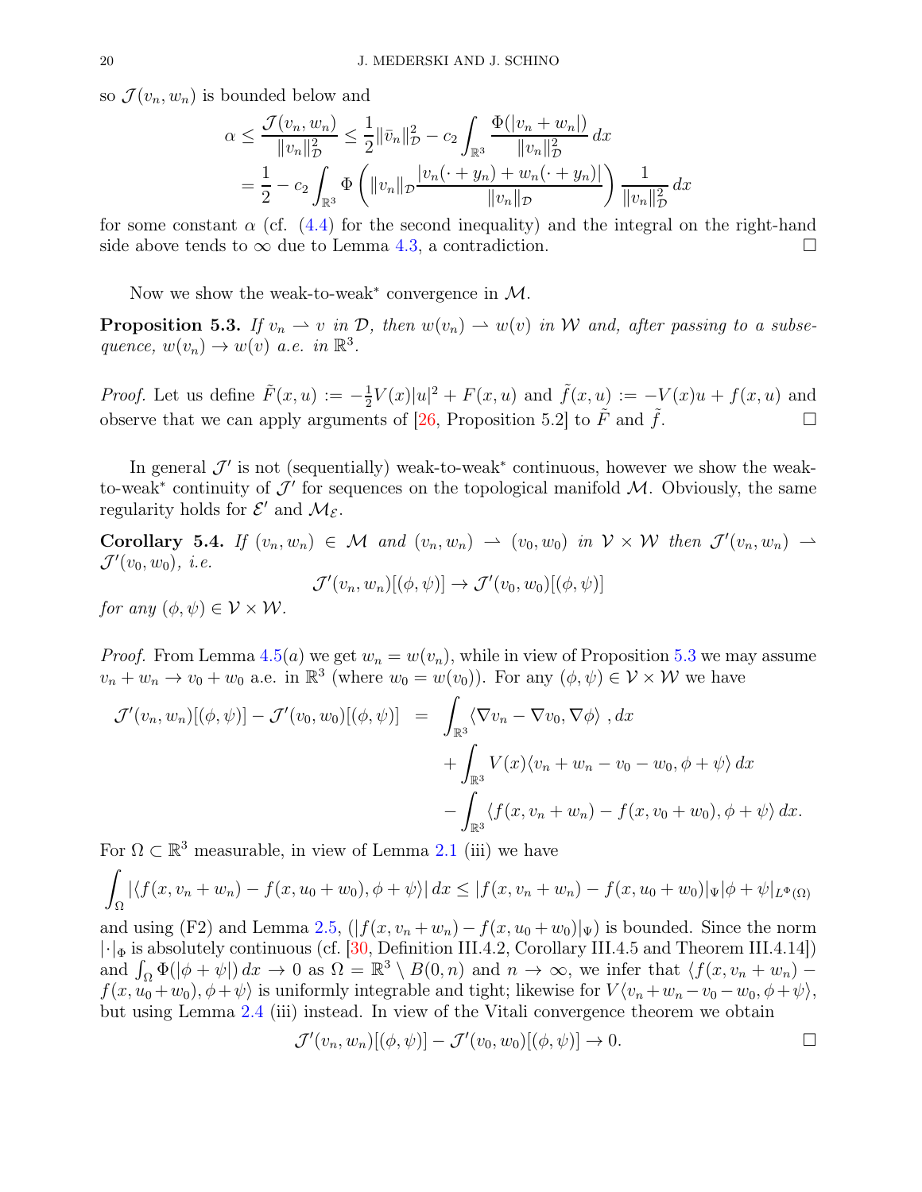so $\mathcal{J}(v_n, w_n)$ is bounded below and

$$\alpha \leq \frac{\mathcal{J}(v_n, w_n)}{\|v_n\|_{\mathcal{D}}^2} \leq \frac{1}{2}\|\bar{v}_n\|_{\mathcal{D}}^2 - c_2 \int_{\mathbb{R}^3} \frac{\Phi(|v_n + w_n|)}{\|v_n\|_{\mathcal{D}}^2} \, dx$$
$$= \frac{1}{2} - c_2 \int_{\mathbb{R}^3} \Phi\left(\|v_n\|_{\mathcal{D}} \frac{|v_n(\cdot + y_n) + w_n(\cdot + y_n)|}{\|v_n\|_{\mathcal{D}}}\right) \frac{1}{\|v_n\|_{\mathcal{D}}^2} \, dx$$

for some constant $\alpha$ (cf. (4.4) for the second inequality) and the integral on the right-hand side above tends to $\infty$ due to Lemma 4.3, a contradiction. □

Now we show the weak-to-weak* convergence in $\mathcal{M}$.

**Proposition 5.3.** *If $v_n \rightharpoonup v$ in $\mathcal{D}$, then $w(v_n) \rightharpoonup w(v)$ in $\mathcal{W}$ and, after passing to a subsequence, $w(v_n) \to w(v)$ a.e. in $\mathbb{R}^3$.*

*Proof.* Let us define $\tilde{F}(x, u) := -\frac{1}{2}V(x)|u|^2 + F(x, u)$ and $\tilde{f}(x, u) := -V(x)u + f(x, u)$ and observe that we can apply arguments of [26, Proposition 5.2] to $\tilde{F}$ and $\tilde{f}$. □

In general $\mathcal{J}'$ is not (sequentially) weak-to-weak* continuous, however we show the weak-to-weak* continuity of $\mathcal{J}'$ for sequences on the topological manifold $\mathcal{M}$. Obviously, the same regularity holds for $\mathcal{E}'$ and $\mathcal{M}_{\mathcal{E}}$.

**Corollary 5.4.** *If $(v_n, w_n) \in \mathcal{M}$ and $(v_n, w_n) \rightharpoonup (v_0, w_0)$ in $\mathcal{V} \times \mathcal{W}$ then $\mathcal{J}'(v_n, w_n) \rightharpoonup \mathcal{J}'(v_0, w_0)$, i.e.*

$$\mathcal{J}'(v_n, w_n)[(\phi, \psi)] \to \mathcal{J}'(v_0, w_0)[(\phi, \psi)]$$

*for any $(\phi, \psi) \in \mathcal{V} \times \mathcal{W}$.*

*Proof.* From Lemma 4.5(*a*) we get $w_n = w(v_n)$, while in view of Proposition 5.3 we may assume $v_n + w_n \to v_0 + w_0$ a.e. in $\mathbb{R}^3$ (where $w_0 = w(v_0)$). For any $(\phi, \psi) \in \mathcal{V} \times \mathcal{W}$ we have

$$\begin{aligned}
\mathcal{J}'(v_n, w_n)[(\phi, \psi)] - \mathcal{J}'(v_0, w_0)[(\phi, \psi)] \;&=\; \int_{\mathbb{R}^3} \langle \nabla v_n - \nabla v_0, \nabla \phi \rangle \, , dx \\
&\quad + \int_{\mathbb{R}^3} V(x) \langle v_n + w_n - v_0 - w_0, \phi + \psi \rangle \, dx \\
&\quad - \int_{\mathbb{R}^3} \langle f(x, v_n + w_n) - f(x, v_0 + w_0), \phi + \psi \rangle \, dx.
\end{aligned}$$

For $\Omega \subset \mathbb{R}^3$ measurable, in view of Lemma 2.1 (iii) we have

$$\int_\Omega |\langle f(x, v_n + w_n) - f(x, u_0 + w_0), \phi + \psi \rangle| \, dx \leq |f(x, v_n + w_n) - f(x, u_0 + w_0)|_\Psi |\phi + \psi|_{L^\Phi(\Omega)}$$

and using (F2) and Lemma 2.5, $(|f(x, v_n + w_n) - f(x, u_0 + w_0)|_\Psi)$ is bounded. Since the norm $|\cdot|_\Phi$ is absolutely continuous (cf. [30, Definition III.4.2, Corollary III.4.5 and Theorem III.4.14]) and $\int_\Omega \Phi(|\phi + \psi|) \, dx \to 0$ as $\Omega = \mathbb{R}^3 \setminus B(0, n)$ and $n \to \infty$, we infer that $\langle f(x, v_n + w_n) - f(x, u_0 + w_0), \phi + \psi \rangle$ is uniformly integrable and tight; likewise for $V\langle v_n + w_n - v_0 - w_0, \phi + \psi \rangle$, but using Lemma 2.4 (iii) instead. In view of the Vitali convergence theorem we obtain

$$\mathcal{J}'(v_n, w_n)[(\phi, \psi)] - \mathcal{J}'(v_0, w_0)[(\phi, \psi)] \to 0.$$

□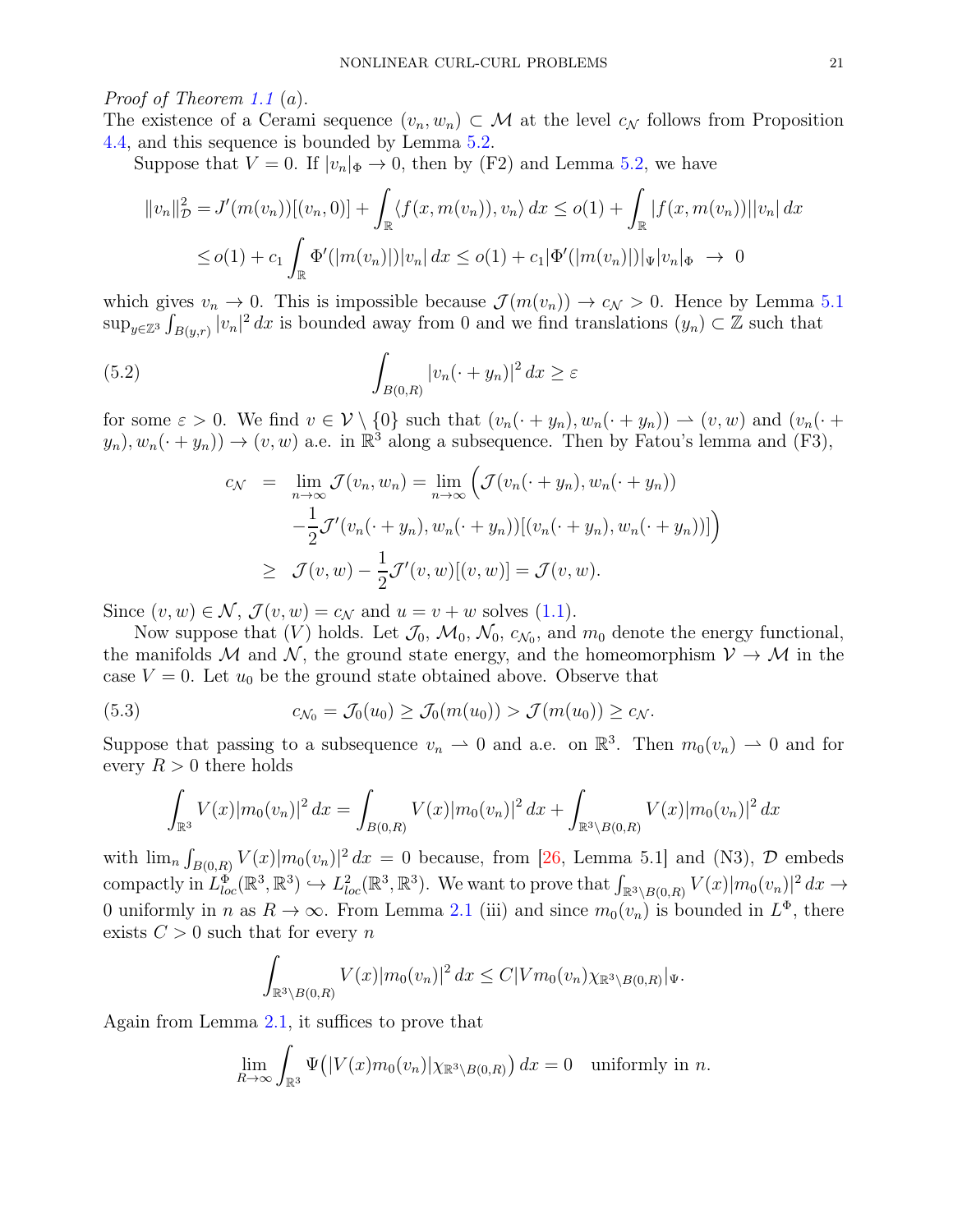*Proof of Theorem 1.1 (a).*

The existence of a Cerami sequence $(v_n, w_n) \subset \mathcal{M}$ at the level $c_{\mathcal{N}}$ follows from Proposition 4.4, and this sequence is bounded by Lemma 5.2.

Suppose that $V = 0$. If $|v_n|_\Phi \to 0$, then by (F2) and Lemma 5.2, we have

$$
\begin{aligned}
\|v_n\|_{\mathcal{D}}^2 &= J'(m(v_n))[(v_n, 0)] + \int_{\mathbb{R}} \langle f(x, m(v_n)), v_n\rangle \, dx \le o(1) + \int_{\mathbb{R}} |f(x, m(v_n))||v_n| \, dx \\
&\le o(1) + c_1 \int_{\mathbb{R}} \Phi'(|m(v_n)|)|v_n| \, dx \le o(1) + c_1 |\Phi'(|m(v_n)|)|_\Psi |v_n|_\Phi \;\to\; 0
\end{aligned}
$$

which gives $v_n \to 0$. This is impossible because $\mathcal{J}(m(v_n)) \to c_{\mathcal{N}} > 0$. Hence by Lemma 5.1 $\sup_{y\in\mathbb{Z}^3} \int_{B(y,r)} |v_n|^2 \, dx$ is bounded away from 0 and we find translations $(y_n) \subset \mathbb{Z}$ such that

$$
\int_{B(0,R)} |v_n(\cdot + y_n)|^2 \, dx \ge \varepsilon \tag{5.2}
$$

for some $\varepsilon > 0$. We find $v \in \mathcal{V} \setminus \{0\}$ such that $(v_n(\cdot + y_n), w_n(\cdot + y_n)) \rightharpoonup (v, w)$ and $(v_n(\cdot + y_n), w_n(\cdot + y_n)) \to (v, w)$ a.e. in $\mathbb{R}^3$ along a subsequence. Then by Fatou's lemma and (F3),

$$
\begin{aligned}
c_{\mathcal{N}} &= \lim_{n\to\infty} \mathcal{J}(v_n, w_n) = \lim_{n\to\infty} \Big( \mathcal{J}(v_n(\cdot + y_n), w_n(\cdot + y_n)) \\
&\quad - \frac{1}{2} \mathcal{J}'(v_n(\cdot + y_n), w_n(\cdot + y_n))[(v_n(\cdot + y_n), w_n(\cdot + y_n))] \Big) \\
&\ge \mathcal{J}(v, w) - \frac{1}{2}\mathcal{J}'(v, w)[(v, w)] = \mathcal{J}(v, w).
\end{aligned}
$$

Since $(v, w) \in \mathcal{N}$, $\mathcal{J}(v, w) = c_{\mathcal{N}}$ and $u = v + w$ solves (1.1).

Now suppose that $(V)$ holds. Let $\mathcal{J}_0$, $\mathcal{M}_0$, $\mathcal{N}_0$, $c_{\mathcal{N}_0}$, and $m_0$ denote the energy functional, the manifolds $\mathcal{M}$ and $\mathcal{N}$, the ground state energy, and the homeomorphism $\mathcal{V} \to \mathcal{M}$ in the case $V = 0$. Let $u_0$ be the ground state obtained above. Observe that

$$
c_{\mathcal{N}_0} = \mathcal{J}_0(u_0) \ge \mathcal{J}_0(m(u_0)) > \mathcal{J}(m(u_0)) \ge c_{\mathcal{N}}. \tag{5.3}
$$

Suppose that passing to a subsequence $v_n \rightharpoonup 0$ and a.e. on $\mathbb{R}^3$. Then $m_0(v_n) \rightharpoonup 0$ and for every $R > 0$ there holds

$$
\int_{\mathbb{R}^3} V(x)|m_0(v_n)|^2 \, dx = \int_{B(0,R)} V(x)|m_0(v_n)|^2 \, dx + \int_{\mathbb{R}^3\setminus B(0,R)} V(x)|m_0(v_n)|^2 \, dx
$$

with $\lim_n \int_{B(0,R)} V(x)|m_0(v_n)|^2 \, dx = 0$ because, from [26, Lemma 5.1] and (N3), $\mathcal{D}$ embeds compactly in $L^\Phi_{loc}(\mathbb{R}^3, \mathbb{R}^3) \hookrightarrow L^2_{loc}(\mathbb{R}^3, \mathbb{R}^3)$. We want to prove that $\int_{\mathbb{R}^3\setminus B(0,R)} V(x)|m_0(v_n)|^2 \, dx \to 0$ uniformly in $n$ as $R \to \infty$. From Lemma 2.1 (iii) and since $m_0(v_n)$ is bounded in $L^\Phi$, there exists $C > 0$ such that for every $n$

$$
\int_{\mathbb{R}^3\setminus B(0,R)} V(x)|m_0(v_n)|^2 \, dx \le C |V m_0(v_n) \chi_{\mathbb{R}^3\setminus B(0,R)}|_\Psi.
$$

Again from Lemma 2.1, it suffices to prove that

$$
\lim_{R\to\infty} \int_{\mathbb{R}^3} \Psi\big(|V(x) m_0(v_n)| \chi_{\mathbb{R}^3\setminus B(0,R)}\big) \, dx = 0 \quad \text{uniformly in } n.
$$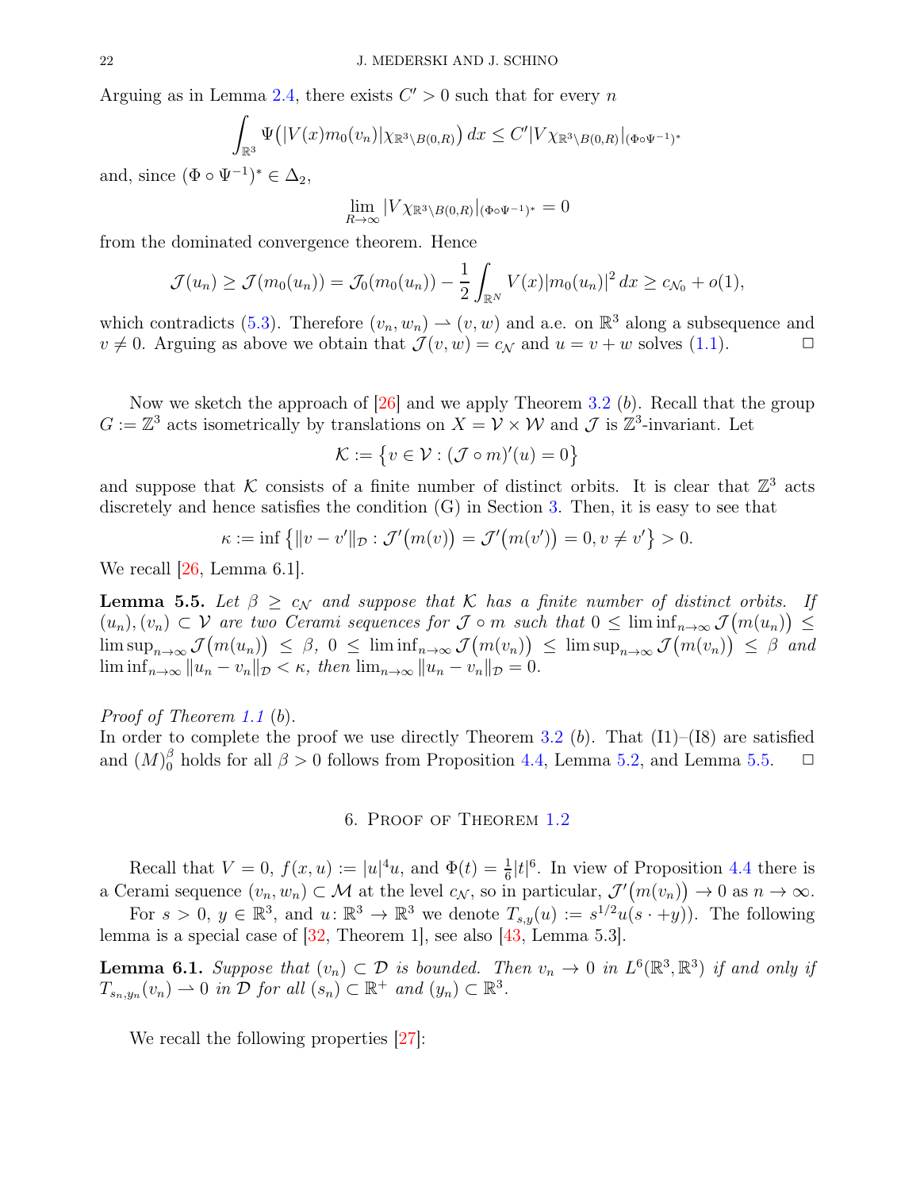Arguing as in Lemma 2.4, there exists $C' > 0$ such that for every $n$

$$\int_{\mathbb{R}^3} \Psi\big(|V(x)m_0(v_n)|\chi_{\mathbb{R}^3\setminus B(0,R)}\big)\,dx \le C'|V\chi_{\mathbb{R}^3\setminus B(0,R)}|_{(\Phi\circ\Psi^{-1})^*}$$

and, since $(\Phi\circ\Psi^{-1})^* \in \Delta_2$,

$$\lim_{R\to\infty} |V\chi_{\mathbb{R}^3\setminus B(0,R)}|_{(\Phi\circ\Psi^{-1})^*} = 0$$

from the dominated convergence theorem. Hence

$$\mathcal{J}(u_n) \ge \mathcal{J}(m_0(u_n)) = \mathcal{J}_0(m_0(u_n)) - \frac{1}{2}\int_{\mathbb{R}^N} V(x)|m_0(u_n)|^2\,dx \ge c_{\mathcal{N}_0} + o(1),$$

which contradicts (5.3). Therefore $(v_n, w_n) \rightharpoonup (v, w)$ and a.e. on $\mathbb{R}^3$ along a subsequence and $v \neq 0$. Arguing as above we obtain that $\mathcal{J}(v, w) = c_{\mathcal{N}}$ and $u = v + w$ solves (1.1). □

Now we sketch the approach of [26] and we apply Theorem 3.2 ($b$). Recall that the group $G := \mathbb{Z}^3$ acts isometrically by translations on $X = \mathcal{V}\times\mathcal{W}$ and $\mathcal{J}$ is $\mathbb{Z}^3$-invariant. Let

$$\mathcal{K} := \big\{v \in \mathcal{V} : (\mathcal{J}\circ m)'(u) = 0\big\}$$

and suppose that $\mathcal{K}$ consists of a finite number of distinct orbits. It is clear that $\mathbb{Z}^3$ acts discretely and hence satisfies the condition (G) in Section 3. Then, it is easy to see that

$$\kappa := \inf\big\{\|v - v'\|_{\mathcal{D}} : \mathcal{J}'\big(m(v)\big) = \mathcal{J}'\big(m(v')\big) = 0, v \neq v'\big\} > 0.$$

We recall [26, Lemma 6.1].

**Lemma 5.5.** *Let $\beta \ge c_{\mathcal{N}}$ and suppose that $\mathcal{K}$ has a finite number of distinct orbits. If $(u_n), (v_n) \subset \mathcal{V}$ are two Cerami sequences for $\mathcal{J}\circ m$ such that $0 \le \liminf_{n\to\infty}\mathcal{J}\big(m(u_n)\big) \le \limsup_{n\to\infty}\mathcal{J}\big(m(u_n)\big) \le \beta$, $0 \le \liminf_{n\to\infty}\mathcal{J}\big(m(v_n)\big) \le \limsup_{n\to\infty}\mathcal{J}\big(m(v_n)\big) \le \beta$ and $\liminf_{n\to\infty}\|u_n - v_n\|_{\mathcal{D}} < \kappa$, then $\lim_{n\to\infty}\|u_n - v_n\|_{\mathcal{D}} = 0$.*

*Proof of Theorem 1.1* ($b$).
In order to complete the proof we use directly Theorem 3.2 ($b$). That (I1)–(I8) are satisfied and $(M)_0^\beta$ holds for all $\beta > 0$ follows from Proposition 4.4, Lemma 5.2, and Lemma 5.5. □

## 6. Proof of Theorem 1.2

Recall that $V = 0$, $f(x, u) := |u|^4 u$, and $\Phi(t) = \frac{1}{6}|t|^6$. In view of Proposition 4.4 there is a Cerami sequence $(v_n, w_n) \subset \mathcal{M}$ at the level $c_{\mathcal{N}}$, so in particular, $\mathcal{J}'\big(m(v_n)\big) \to 0$ as $n \to \infty$.

For $s > 0$, $y \in \mathbb{R}^3$, and $u\colon \mathbb{R}^3 \to \mathbb{R}^3$ we denote $T_{s,y}(u) := s^{1/2}u(s\cdot + y))$. The following lemma is a special case of [32, Theorem 1], see also [43, Lemma 5.3].

**Lemma 6.1.** *Suppose that $(v_n) \subset \mathcal{D}$ is bounded. Then $v_n \to 0$ in $L^6(\mathbb{R}^3, \mathbb{R}^3)$ if and only if $T_{s_n,y_n}(v_n) \rightharpoonup 0$ in $\mathcal{D}$ for all $(s_n) \subset \mathbb{R}^+$ and $(y_n) \subset \mathbb{R}^3$.*

We recall the following properties [27]: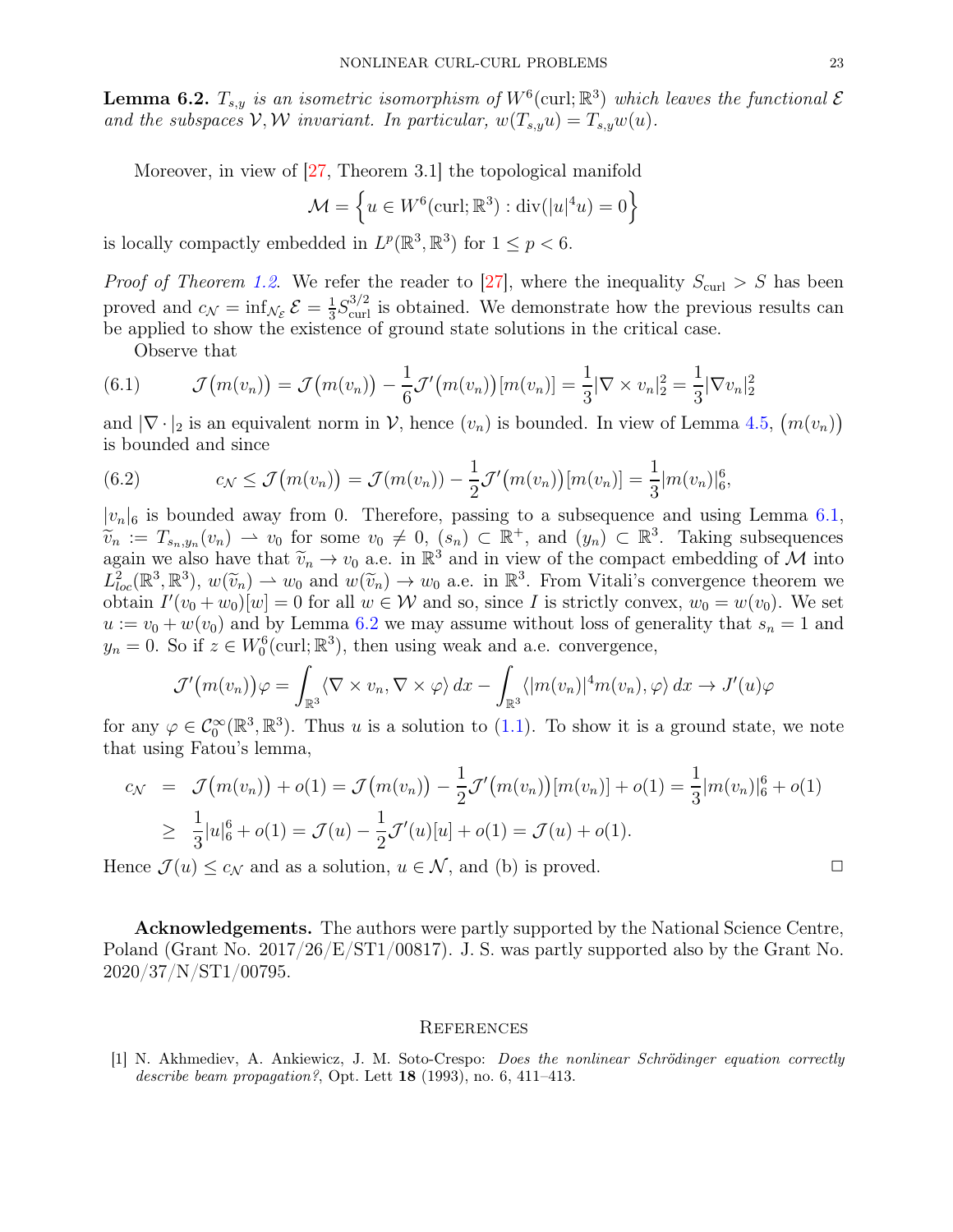**Lemma 6.2.** *$T_{s,y}$ is an isometric isomorphism of $W^6(\mathrm{curl};\mathbb{R}^3)$ which leaves the functional $\mathcal{E}$ and the subspaces $\mathcal{V},\mathcal{W}$ invariant. In particular, $w(T_{s,y}u) = T_{s,y}w(u)$.*

Moreover, in view of [27, Theorem 3.1] the topological manifold

$$\mathcal{M} = \Big\{ u \in W^6(\mathrm{curl};\mathbb{R}^3) : \mathrm{div}(|u|^4 u) = 0 \Big\}$$

is locally compactly embedded in $L^p(\mathbb{R}^3,\mathbb{R}^3)$ for $1 \le p < 6$.

*Proof of Theorem 1.2.* We refer the reader to [27], where the inequality $S_{\mathrm{curl}} > S$ has been proved and $c_{\mathcal{N}} = \inf_{\mathcal{N}_{\mathcal{E}}} \mathcal{E} = \frac{1}{3} S_{\mathrm{curl}}^{3/2}$ is obtained. We demonstrate how the previous results can be applied to show the existence of ground state solutions in the critical case.

Observe that

$$\mathcal{J}\big(m(v_n)\big) = \mathcal{J}\big(m(v_n)\big) - \frac{1}{6}\mathcal{J}'\big(m(v_n)\big)[m(v_n)] = \frac{1}{3}|\nabla\times v_n|_2^2 = \frac{1}{3}|\nabla v_n|_2^2 \tag{6.1}$$

and $|\nabla \cdot|_2$ is an equivalent norm in $\mathcal{V}$, hence $(v_n)$ is bounded. In view of Lemma 4.5, $\big(m(v_n)\big)$ is bounded and since

$$c_{\mathcal{N}} \le \mathcal{J}\big(m(v_n)\big) = \mathcal{J}(m(v_n)) - \frac{1}{2}\mathcal{J}'\big(m(v_n)\big)[m(v_n)] = \frac{1}{3}|m(v_n)|_6^6, \tag{6.2}$$

$|v_n|_6$ is bounded away from 0. Therefore, passing to a subsequence and using Lemma 6.1, $\widetilde{v}_n := T_{s_n,y_n}(v_n) \rightharpoonup v_0$ for some $v_0 \neq 0$, $(s_n) \subset \mathbb{R}^+$, and $(y_n) \subset \mathbb{R}^3$. Taking subsequences again we also have that $\widetilde{v}_n \to v_0$ a.e. in $\mathbb{R}^3$ and in view of the compact embedding of $\mathcal{M}$ into $L^2_{loc}(\mathbb{R}^3,\mathbb{R}^3)$, $w(\widetilde{v}_n) \rightharpoonup w_0$ and $w(\widetilde{v}_n) \to w_0$ a.e. in $\mathbb{R}^3$. From Vitali's convergence theorem we obtain $I'(v_0 + w_0)[w] = 0$ for all $w \in \mathcal{W}$ and so, since $I$ is strictly convex, $w_0 = w(v_0)$. We set $u := v_0 + w(v_0)$ and by Lemma 6.2 we may assume without loss of generality that $s_n = 1$ and $y_n = 0$. So if $z \in W^6_0(\mathrm{curl};\mathbb{R}^3)$, then using weak and a.e. convergence,

$$\mathcal{J}'\big(m(v_n)\big)\varphi = \int_{\mathbb{R}^3} \langle \nabla\times v_n, \nabla\times\varphi\rangle\,dx - \int_{\mathbb{R}^3} \langle |m(v_n)|^4 m(v_n), \varphi\rangle\,dx \to J'(u)\varphi$$

for any $\varphi \in \mathcal{C}^\infty_0(\mathbb{R}^3,\mathbb{R}^3)$. Thus $u$ is a solution to (1.1). To show it is a ground state, we note that using Fatou's lemma,

$$\begin{aligned} c_{\mathcal{N}} &= \mathcal{J}\big(m(v_n)\big) + o(1) = \mathcal{J}\big(m(v_n)\big) - \frac{1}{2}\mathcal{J}'\big(m(v_n)\big)[m(v_n)] + o(1) = \frac{1}{3}|m(v_n)|_6^6 + o(1) \\ &\ge \frac{1}{3}|u|_6^6 + o(1) = \mathcal{J}(u) - \frac{1}{2}\mathcal{J}'(u)[u] + o(1) = \mathcal{J}(u) + o(1). \end{aligned}$$

Hence $\mathcal{J}(u) \le c_{\mathcal{N}}$ and as a solution, $u \in \mathcal{N}$, and (b) is proved. □

**Acknowledgements.** The authors were partly supported by the National Science Centre, Poland (Grant No. 2017/26/E/ST1/00817). J. S. was partly supported also by the Grant No. 2020/37/N/ST1/00795.

## References

[1] N. Akhmediev, A. Ankiewicz, J. M. Soto-Crespo: *Does the nonlinear Schrödinger equation correctly describe beam propagation?*, Opt. Lett **18** (1993), no. 6, 411–413.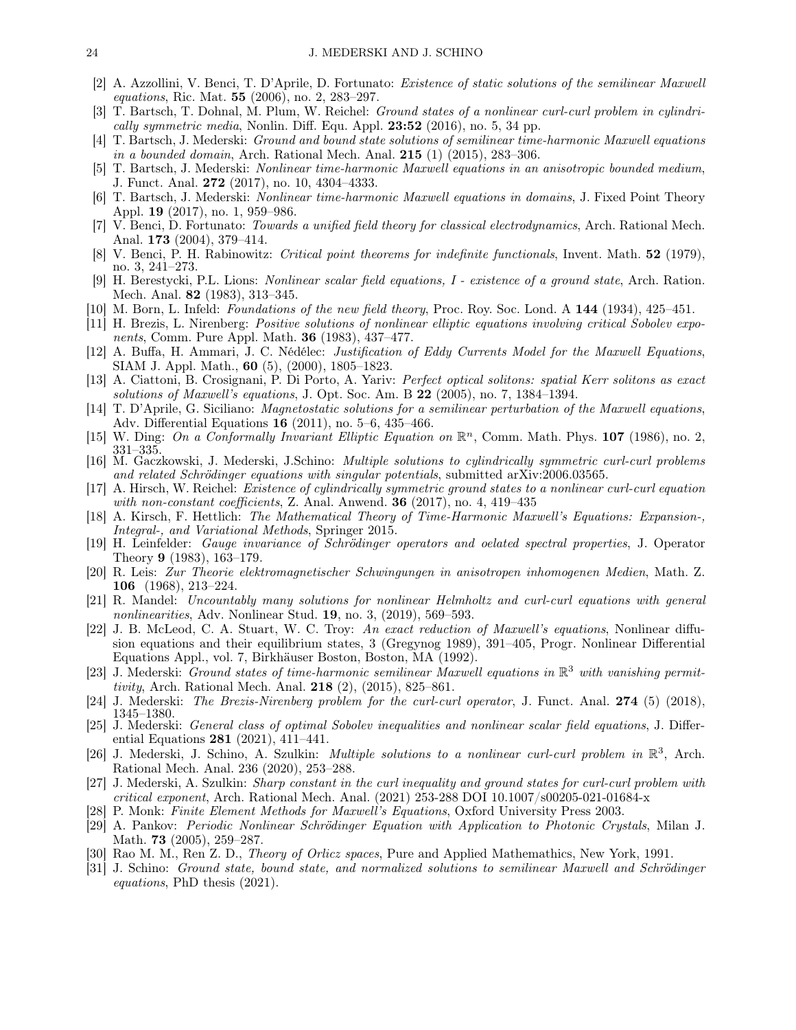- [2] A. Azzollini, V. Benci, T. D'Aprile, D. Fortunato: *Existence of static solutions of the semilinear Maxwell equations*, Ric. Mat. **55** (2006), no. 2, 283–297.
- [3] T. Bartsch, T. Dohnal, M. Plum, W. Reichel: *Ground states of a nonlinear curl-curl problem in cylindrically symmetric media*, Nonlin. Diff. Equ. Appl. **23:52** (2016), no. 5, 34 pp.
- [4] T. Bartsch, J. Mederski: *Ground and bound state solutions of semilinear time-harmonic Maxwell equations in a bounded domain*, Arch. Rational Mech. Anal. **215** (1) (2015), 283–306.
- [5] T. Bartsch, J. Mederski: *Nonlinear time-harmonic Maxwell equations in an anisotropic bounded medium*, J. Funct. Anal. **272** (2017), no. 10, 4304–4333.
- [6] T. Bartsch, J. Mederski: *Nonlinear time-harmonic Maxwell equations in domains*, J. Fixed Point Theory Appl. **19** (2017), no. 1, 959–986.
- [7] V. Benci, D. Fortunato: *Towards a unified field theory for classical electrodynamics*, Arch. Rational Mech. Anal. **173** (2004), 379–414.
- [8] V. Benci, P. H. Rabinowitz: *Critical point theorems for indefinite functionals*, Invent. Math. **52** (1979), no. 3, 241–273.
- [9] H. Berestycki, P.L. Lions: *Nonlinear scalar field equations, I - existence of a ground state*, Arch. Ration. Mech. Anal. **82** (1983), 313–345.
- [10] M. Born, L. Infeld: *Foundations of the new field theory*, Proc. Roy. Soc. Lond. A **144** (1934), 425–451.
- [11] H. Brezis, L. Nirenberg: *Positive solutions of nonlinear elliptic equations involving critical Sobolev exponents*, Comm. Pure Appl. Math. **36** (1983), 437–477.
- [12] A. Buffa, H. Ammari, J. C. Nédélec: *Justification of Eddy Currents Model for the Maxwell Equations*, SIAM J. Appl. Math., **60** (5), (2000), 1805–1823.
- [13] A. Ciattoni, B. Crosignani, P. Di Porto, A. Yariv: *Perfect optical solitons: spatial Kerr solitons as exact solutions of Maxwell's equations*, J. Opt. Soc. Am. B **22** (2005), no. 7, 1384–1394.
- [14] T. D'Aprile, G. Siciliano: *Magnetostatic solutions for a semilinear perturbation of the Maxwell equations*, Adv. Differential Equations **16** (2011), no. 5–6, 435–466.
- [15] W. Ding: *On a Conformally Invariant Elliptic Equation on* $\mathbb{R}^n$, Comm. Math. Phys. **107** (1986), no. 2, 331–335.
- [16] M. Gaczkowski, J. Mederski, J.Schino: *Multiple solutions to cylindrically symmetric curl-curl problems and related Schrödinger equations with singular potentials*, submitted arXiv:2006.03565.
- [17] A. Hirsch, W. Reichel: *Existence of cylindrically symmetric ground states to a nonlinear curl-curl equation with non-constant coefficients*, Z. Anal. Anwend. **36** (2017), no. 4, 419–435
- [18] A. Kirsch, F. Hettlich: *The Mathematical Theory of Time-Harmonic Maxwell's Equations: Expansion-, Integral-, and Variational Methods*, Springer 2015.
- [19] H. Leinfelder: *Gauge invariance of Schrödinger operators and oelated spectral properties*, J. Operator Theory **9** (1983), 163–179.
- [20] R. Leis: *Zur Theorie elektromagnetischer Schwingungen in anisotropen inhomogenen Medien*, Math. Z. **106** (1968), 213–224.
- [21] R. Mandel: *Uncountably many solutions for nonlinear Helmholtz and curl-curl equations with general nonlinearities*, Adv. Nonlinear Stud. **19**, no. 3, (2019), 569–593.
- [22] J. B. McLeod, C. A. Stuart, W. C. Troy: *An exact reduction of Maxwell's equations*, Nonlinear diffusion equations and their equilibrium states, 3 (Gregynog 1989), 391–405, Progr. Nonlinear Differential Equations Appl., vol. 7, Birkhäuser Boston, Boston, MA (1992).
- [23] J. Mederski: *Ground states of time-harmonic semilinear Maxwell equations in* $\mathbb{R}^3$ *with vanishing permittivity*, Arch. Rational Mech. Anal. **218** (2), (2015), 825–861.
- [24] J. Mederski: *The Brezis-Nirenberg problem for the curl-curl operator*, J. Funct. Anal. **274** (5) (2018), 1345–1380.
- [25] J. Mederski: *General class of optimal Sobolev inequalities and nonlinear scalar field equations*, J. Differential Equations **281** (2021), 411–441.
- [26] J. Mederski, J. Schino, A. Szulkin: *Multiple solutions to a nonlinear curl-curl problem in* $\mathbb{R}^3$, Arch. Rational Mech. Anal. 236 (2020), 253–288.
- [27] J. Mederski, A. Szulkin: *Sharp constant in the curl inequality and ground states for curl-curl problem with critical exponent*, Arch. Rational Mech. Anal. (2021) 253-288 DOI 10.1007/s00205-021-01684-x
- [28] P. Monk: *Finite Element Methods for Maxwell's Equations*, Oxford University Press 2003.
- [29] A. Pankov: *Periodic Nonlinear Schrödinger Equation with Application to Photonic Crystals*, Milan J. Math. **73** (2005), 259–287.
- [30] Rao M. M., Ren Z. D., *Theory of Orlicz spaces*, Pure and Applied Mathemathics, New York, 1991.
- [31] J. Schino: *Ground state, bound state, and normalized solutions to semilinear Maxwell and Schrödinger equations*, PhD thesis (2021).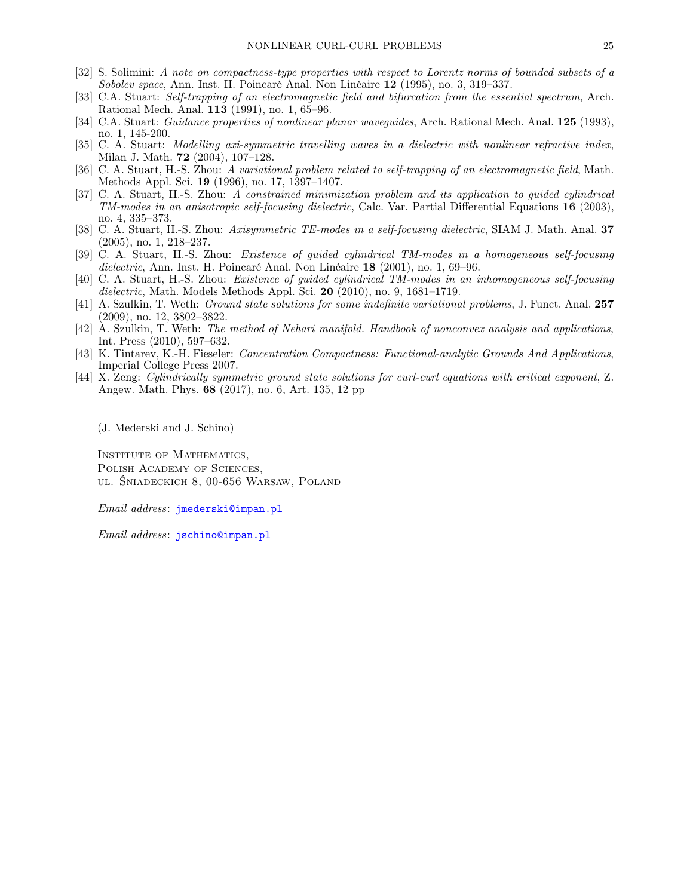[32] S. Solimini: *A note on compactness-type properties with respect to Lorentz norms of bounded subsets of a Sobolev space*, Ann. Inst. H. Poincaré Anal. Non Linéaire **12** (1995), no. 3, 319–337.

[33] C.A. Stuart: *Self-trapping of an electromagnetic field and bifurcation from the essential spectrum*, Arch. Rational Mech. Anal. **113** (1991), no. 1, 65–96.

[34] C.A. Stuart: *Guidance properties of nonlinear planar waveguides*, Arch. Rational Mech. Anal. **125** (1993), no. 1, 145-200.

[35] C. A. Stuart: *Modelling axi-symmetric travelling waves in a dielectric with nonlinear refractive index*, Milan J. Math. **72** (2004), 107–128.

[36] C. A. Stuart, H.-S. Zhou: *A variational problem related to self-trapping of an electromagnetic field*, Math. Methods Appl. Sci. **19** (1996), no. 17, 1397–1407.

[37] C. A. Stuart, H.-S. Zhou: *A constrained minimization problem and its application to guided cylindrical TM-modes in an anisotropic self-focusing dielectric*, Calc. Var. Partial Differential Equations **16** (2003), no. 4, 335–373.

[38] C. A. Stuart, H.-S. Zhou: *Axisymmetric TE-modes in a self-focusing dielectric*, SIAM J. Math. Anal. **37** (2005), no. 1, 218–237.

[39] C. A. Stuart, H.-S. Zhou: *Existence of guided cylindrical TM-modes in a homogeneous self-focusing dielectric*, Ann. Inst. H. Poincaré Anal. Non Linéaire **18** (2001), no. 1, 69–96.

[40] C. A. Stuart, H.-S. Zhou: *Existence of guided cylindrical TM-modes in an inhomogeneous self-focusing dielectric*, Math. Models Methods Appl. Sci. **20** (2010), no. 9, 1681–1719.

[41] A. Szulkin, T. Weth: *Ground state solutions for some indefinite variational problems*, J. Funct. Anal. **257** (2009), no. 12, 3802–3822.

[42] A. Szulkin, T. Weth: *The method of Nehari manifold. Handbook of nonconvex analysis and applications*, Int. Press (2010), 597–632.

[43] K. Tintarev, K.-H. Fieseler: *Concentration Compactness: Functional-analytic Grounds And Applications*, Imperial College Press 2007.

[44] X. Zeng: *Cylindrically symmetric ground state solutions for curl-curl equations with critical exponent*, Z. Angew. Math. Phys. **68** (2017), no. 6, Art. 135, 12 pp

(J. Mederski and J. Schino)

Institute of Mathematics,
Polish Academy of Sciences,
ul. Śniadeckich 8, 00-656 Warsaw, Poland

*Email address*: jmederski@impan.pl

*Email address*: jschino@impan.pl